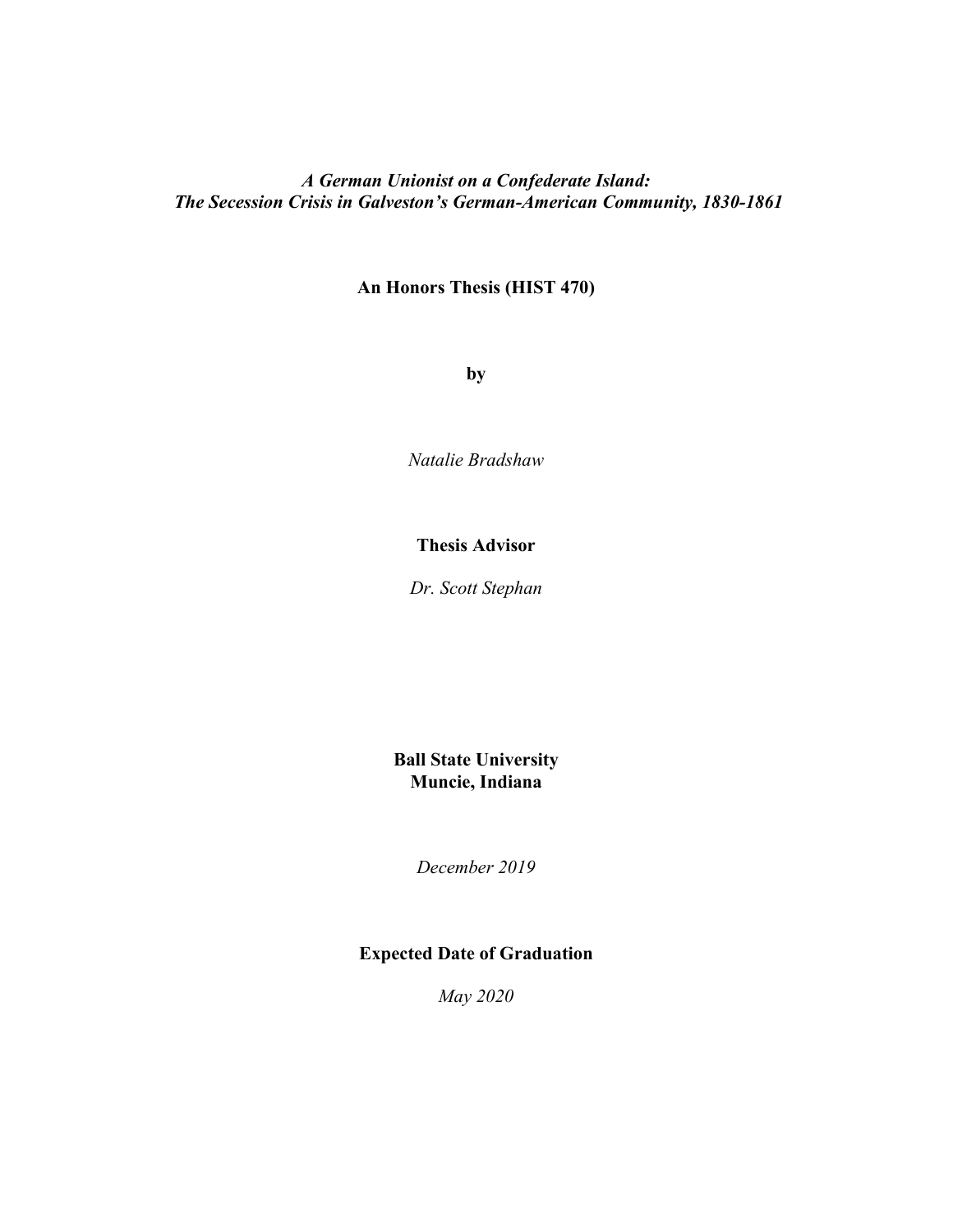***A German Unionist on a Confederate Island:***
***The Secession Crisis in Galveston's German-American Community, 1830-1861***

**An Honors Thesis (HIST 470)**

**by**

*Natalie Bradshaw*

**Thesis Advisor**

*Dr. Scott Stephan*

**Ball State University**
**Muncie, Indiana**

*December 2019*

**Expected Date of Graduation**

*May 2020*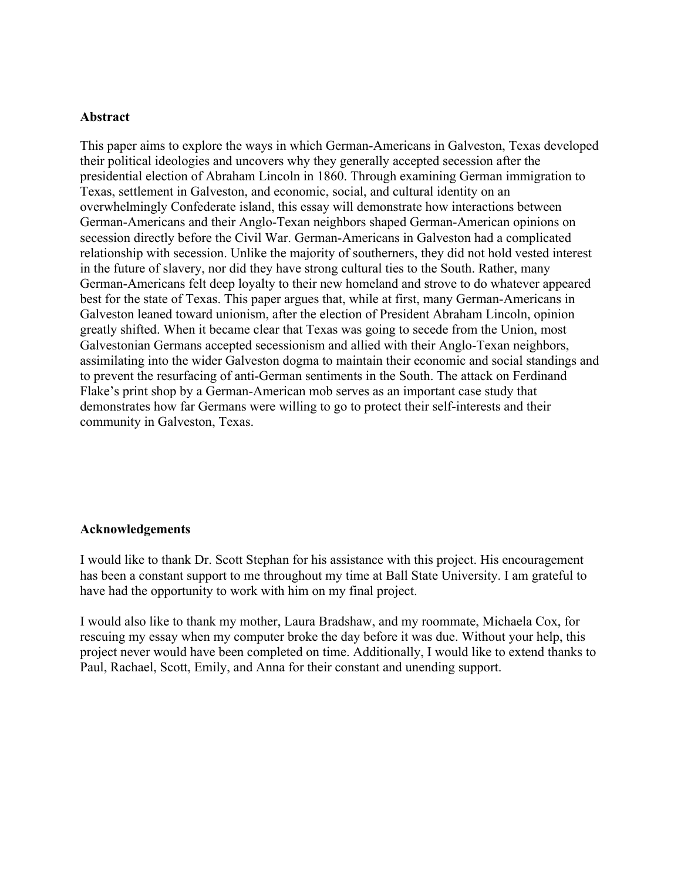**Abstract**

This paper aims to explore the ways in which German-Americans in Galveston, Texas developed their political ideologies and uncovers why they generally accepted secession after the presidential election of Abraham Lincoln in 1860. Through examining German immigration to Texas, settlement in Galveston, and economic, social, and cultural identity on an overwhelmingly Confederate island, this essay will demonstrate how interactions between German-Americans and their Anglo-Texan neighbors shaped German-American opinions on secession directly before the Civil War. German-Americans in Galveston had a complicated relationship with secession. Unlike the majority of southerners, they did not hold vested interest in the future of slavery, nor did they have strong cultural ties to the South. Rather, many German-Americans felt deep loyalty to their new homeland and strove to do whatever appeared best for the state of Texas. This paper argues that, while at first, many German-Americans in Galveston leaned toward unionism, after the election of President Abraham Lincoln, opinion greatly shifted. When it became clear that Texas was going to secede from the Union, most Galvestonian Germans accepted secessionism and allied with their Anglo-Texan neighbors, assimilating into the wider Galveston dogma to maintain their economic and social standings and to prevent the resurfacing of anti-German sentiments in the South. The attack on Ferdinand Flake's print shop by a German-American mob serves as an important case study that demonstrates how far Germans were willing to go to protect their self-interests and their community in Galveston, Texas.

**Acknowledgements**

I would like to thank Dr. Scott Stephan for his assistance with this project. His encouragement has been a constant support to me throughout my time at Ball State University. I am grateful to have had the opportunity to work with him on my final project.

I would also like to thank my mother, Laura Bradshaw, and my roommate, Michaela Cox, for rescuing my essay when my computer broke the day before it was due. Without your help, this project never would have been completed on time. Additionally, I would like to extend thanks to Paul, Rachael, Scott, Emily, and Anna for their constant and unending support.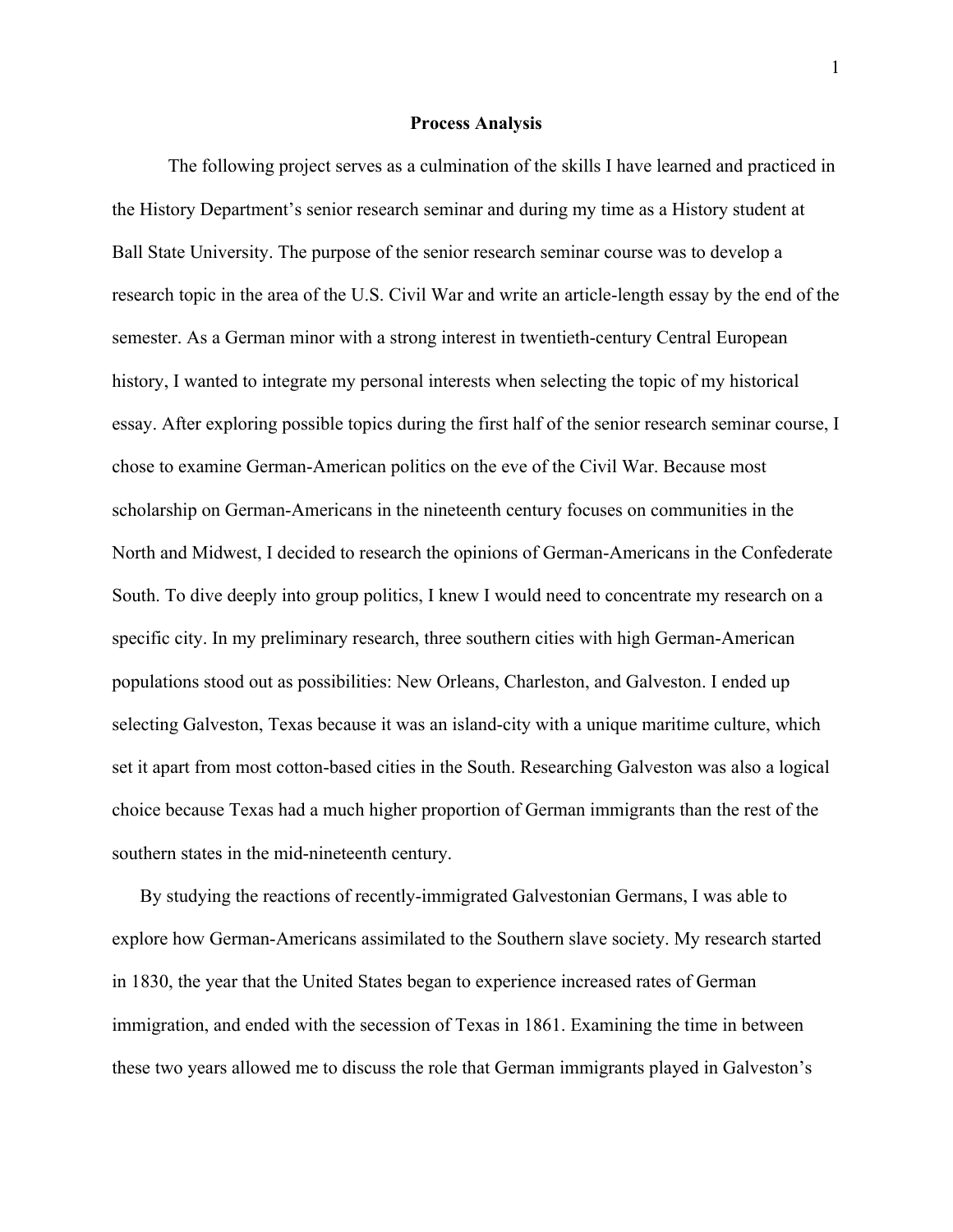## Process Analysis

The following project serves as a culmination of the skills I have learned and practiced in the History Department's senior research seminar and during my time as a History student at Ball State University. The purpose of the senior research seminar course was to develop a research topic in the area of the U.S. Civil War and write an article-length essay by the end of the semester. As a German minor with a strong interest in twentieth-century Central European history, I wanted to integrate my personal interests when selecting the topic of my historical essay. After exploring possible topics during the first half of the senior research seminar course, I chose to examine German-American politics on the eve of the Civil War. Because most scholarship on German-Americans in the nineteenth century focuses on communities in the North and Midwest, I decided to research the opinions of German-Americans in the Confederate South. To dive deeply into group politics, I knew I would need to concentrate my research on a specific city. In my preliminary research, three southern cities with high German-American populations stood out as possibilities: New Orleans, Charleston, and Galveston. I ended up selecting Galveston, Texas because it was an island-city with a unique maritime culture, which set it apart from most cotton-based cities in the South. Researching Galveston was also a logical choice because Texas had a much higher proportion of German immigrants than the rest of the southern states in the mid-nineteenth century.

By studying the reactions of recently-immigrated Galvestonian Germans, I was able to explore how German-Americans assimilated to the Southern slave society. My research started in 1830, the year that the United States began to experience increased rates of German immigration, and ended with the secession of Texas in 1861. Examining the time in between these two years allowed me to discuss the role that German immigrants played in Galveston's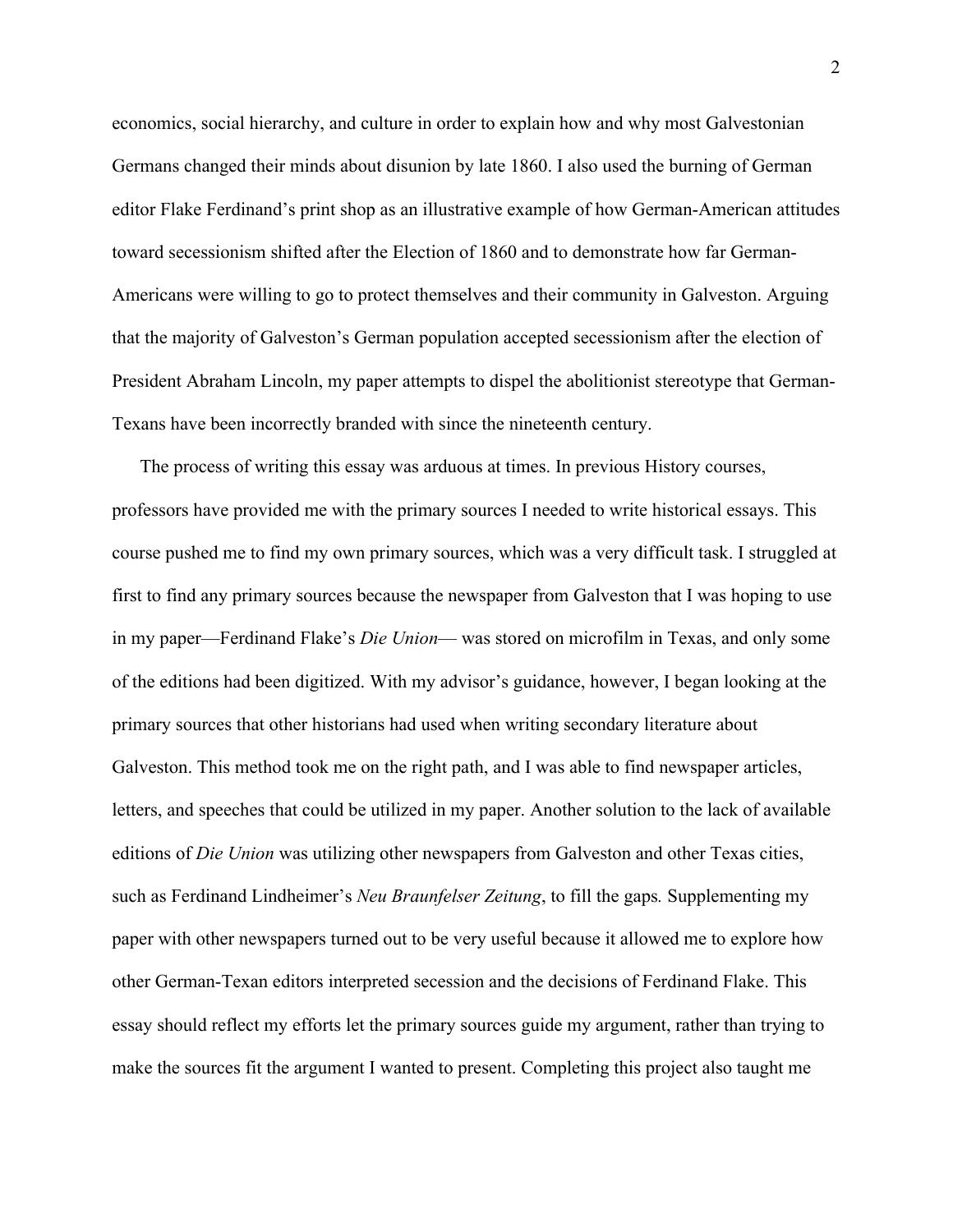economics, social hierarchy, and culture in order to explain how and why most Galvestonian Germans changed their minds about disunion by late 1860. I also used the burning of German editor Flake Ferdinand's print shop as an illustrative example of how German-American attitudes toward secessionism shifted after the Election of 1860 and to demonstrate how far German-Americans were willing to go to protect themselves and their community in Galveston. Arguing that the majority of Galveston's German population accepted secessionism after the election of President Abraham Lincoln, my paper attempts to dispel the abolitionist stereotype that German-Texans have been incorrectly branded with since the nineteenth century.

The process of writing this essay was arduous at times. In previous History courses, professors have provided me with the primary sources I needed to write historical essays. This course pushed me to find my own primary sources, which was a very difficult task. I struggled at first to find any primary sources because the newspaper from Galveston that I was hoping to use in my paper—Ferdinand Flake's *Die Union*— was stored on microfilm in Texas, and only some of the editions had been digitized. With my advisor's guidance, however, I began looking at the primary sources that other historians had used when writing secondary literature about Galveston. This method took me on the right path, and I was able to find newspaper articles, letters, and speeches that could be utilized in my paper. Another solution to the lack of available editions of *Die Union* was utilizing other newspapers from Galveston and other Texas cities, such as Ferdinand Lindheimer's *Neu Braunfelser Zeitung*, to fill the gaps. Supplementing my paper with other newspapers turned out to be very useful because it allowed me to explore how other German-Texan editors interpreted secession and the decisions of Ferdinand Flake. This essay should reflect my efforts let the primary sources guide my argument, rather than trying to make the sources fit the argument I wanted to present. Completing this project also taught me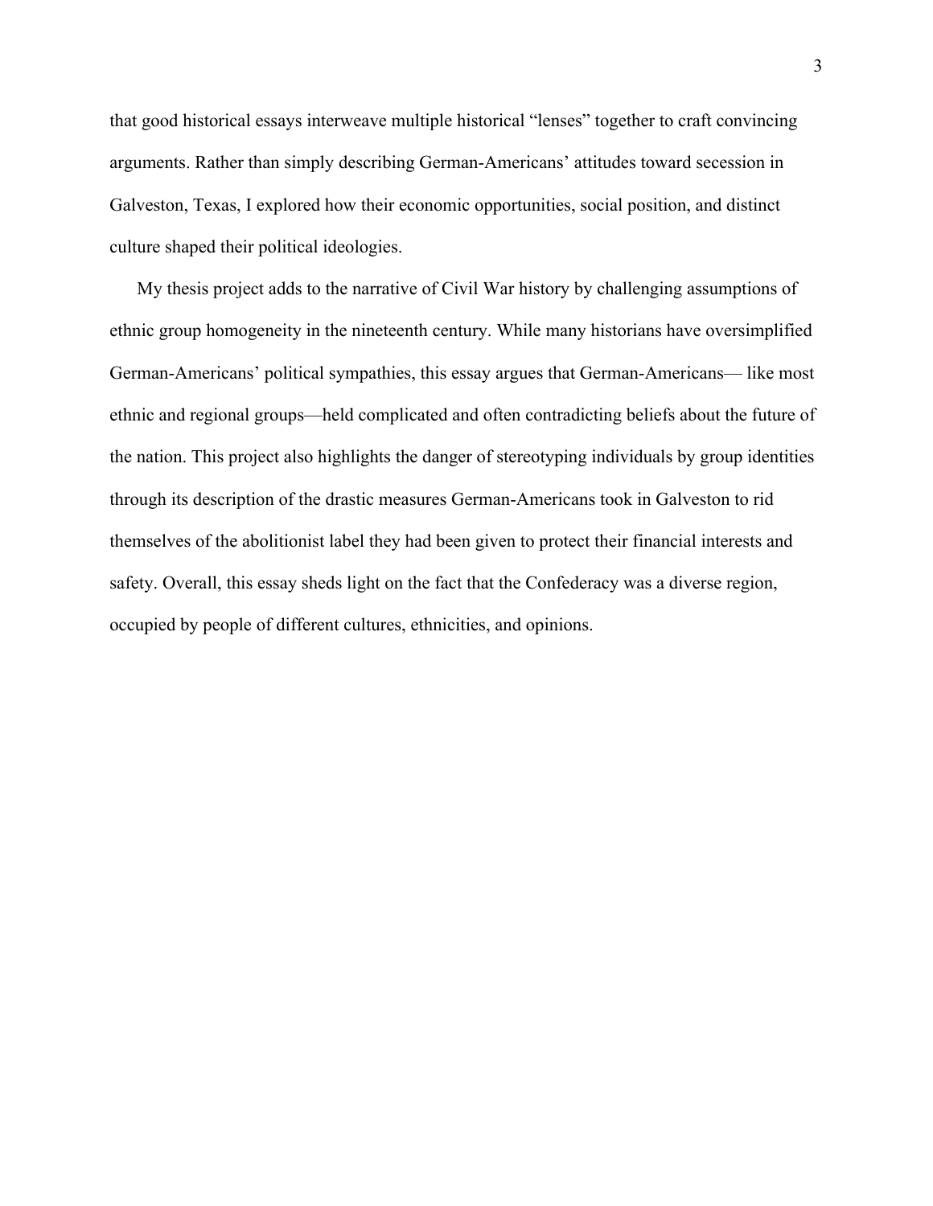that good historical essays interweave multiple historical “lenses” together to craft convincing arguments. Rather than simply describing German-Americans’ attitudes toward secession in Galveston, Texas, I explored how their economic opportunities, social position, and distinct culture shaped their political ideologies.

My thesis project adds to the narrative of Civil War history by challenging assumptions of ethnic group homogeneity in the nineteenth century. While many historians have oversimplified German-Americans’ political sympathies, this essay argues that German-Americans— like most ethnic and regional groups—held complicated and often contradicting beliefs about the future of the nation. This project also highlights the danger of stereotyping individuals by group identities through its description of the drastic measures German-Americans took in Galveston to rid themselves of the abolitionist label they had been given to protect their financial interests and safety. Overall, this essay sheds light on the fact that the Confederacy was a diverse region, occupied by people of different cultures, ethnicities, and opinions.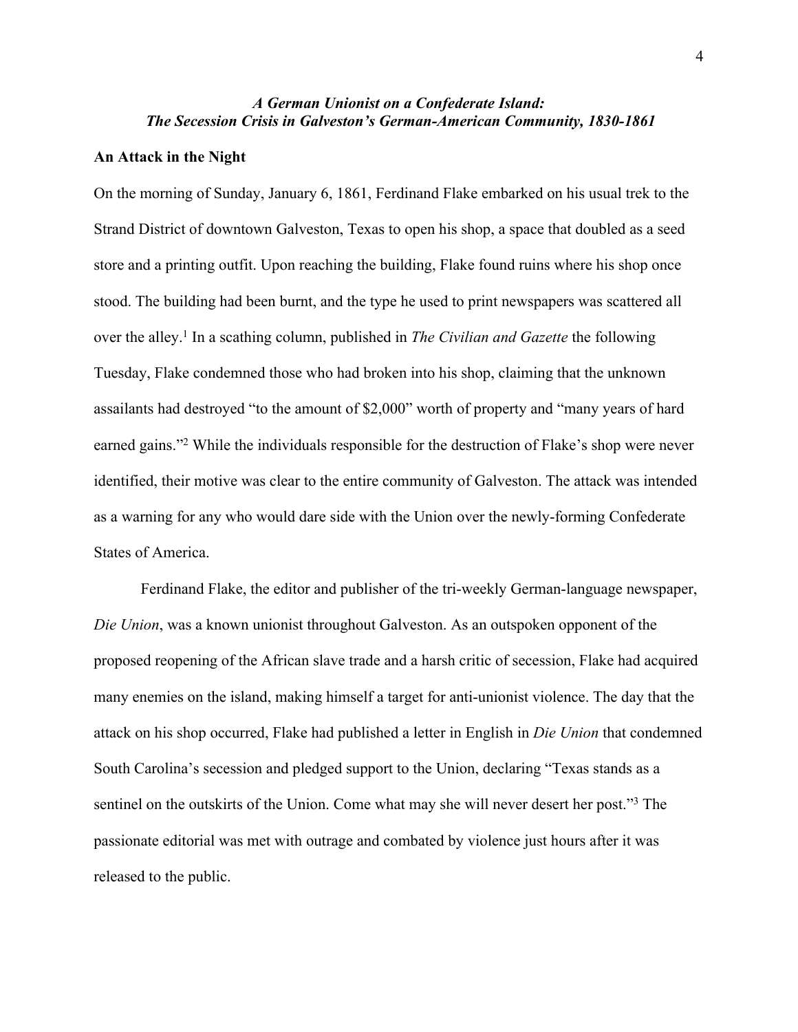***A German Unionist on a Confederate Island:***
***The Secession Crisis in Galveston's German-American Community, 1830-1861***

## An Attack in the Night

On the morning of Sunday, January 6, 1861, Ferdinand Flake embarked on his usual trek to the Strand District of downtown Galveston, Texas to open his shop, a space that doubled as a seed store and a printing outfit. Upon reaching the building, Flake found ruins where his shop once stood. The building had been burnt, and the type he used to print newspapers was scattered all over the alley.[1] In a scathing column, published in *The Civilian and Gazette* the following Tuesday, Flake condemned those who had broken into his shop, claiming that the unknown assailants had destroyed "to the amount of $2,000" worth of property and "many years of hard earned gains."[2] While the individuals responsible for the destruction of Flake's shop were never identified, their motive was clear to the entire community of Galveston. The attack was intended as a warning for any who would dare side with the Union over the newly-forming Confederate States of America.

Ferdinand Flake, the editor and publisher of the tri-weekly German-language newspaper, *Die Union*, was a known unionist throughout Galveston. As an outspoken opponent of the proposed reopening of the African slave trade and a harsh critic of secession, Flake had acquired many enemies on the island, making himself a target for anti-unionist violence. The day that the attack on his shop occurred, Flake had published a letter in English in *Die Union* that condemned South Carolina's secession and pledged support to the Union, declaring "Texas stands as a sentinel on the outskirts of the Union. Come what may she will never desert her post."[3] The passionate editorial was met with outrage and combated by violence just hours after it was released to the public.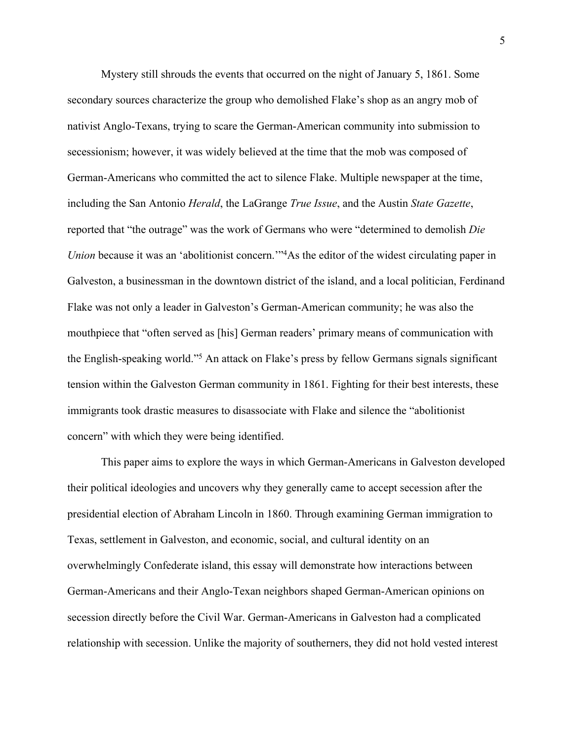Mystery still shrouds the events that occurred on the night of January 5, 1861. Some secondary sources characterize the group who demolished Flake's shop as an angry mob of nativist Anglo-Texans, trying to scare the German-American community into submission to secessionism; however, it was widely believed at the time that the mob was composed of German-Americans who committed the act to silence Flake. Multiple newspaper at the time, including the San Antonio *Herald*, the LaGrange *True Issue*, and the Austin *State Gazette*, reported that "the outrage" was the work of Germans who were "determined to demolish *Die Union* because it was an 'abolitionist concern.'"[4]As the editor of the widest circulating paper in Galveston, a businessman in the downtown district of the island, and a local politician, Ferdinand Flake was not only a leader in Galveston's German-American community; he was also the mouthpiece that "often served as [his] German readers' primary means of communication with the English-speaking world."[5] An attack on Flake's press by fellow Germans signals significant tension within the Galveston German community in 1861. Fighting for their best interests, these immigrants took drastic measures to disassociate with Flake and silence the "abolitionist concern" with which they were being identified.

This paper aims to explore the ways in which German-Americans in Galveston developed their political ideologies and uncovers why they generally came to accept secession after the presidential election of Abraham Lincoln in 1860. Through examining German immigration to Texas, settlement in Galveston, and economic, social, and cultural identity on an overwhelmingly Confederate island, this essay will demonstrate how interactions between German-Americans and their Anglo-Texan neighbors shaped German-American opinions on secession directly before the Civil War. German-Americans in Galveston had a complicated relationship with secession. Unlike the majority of southerners, they did not hold vested interest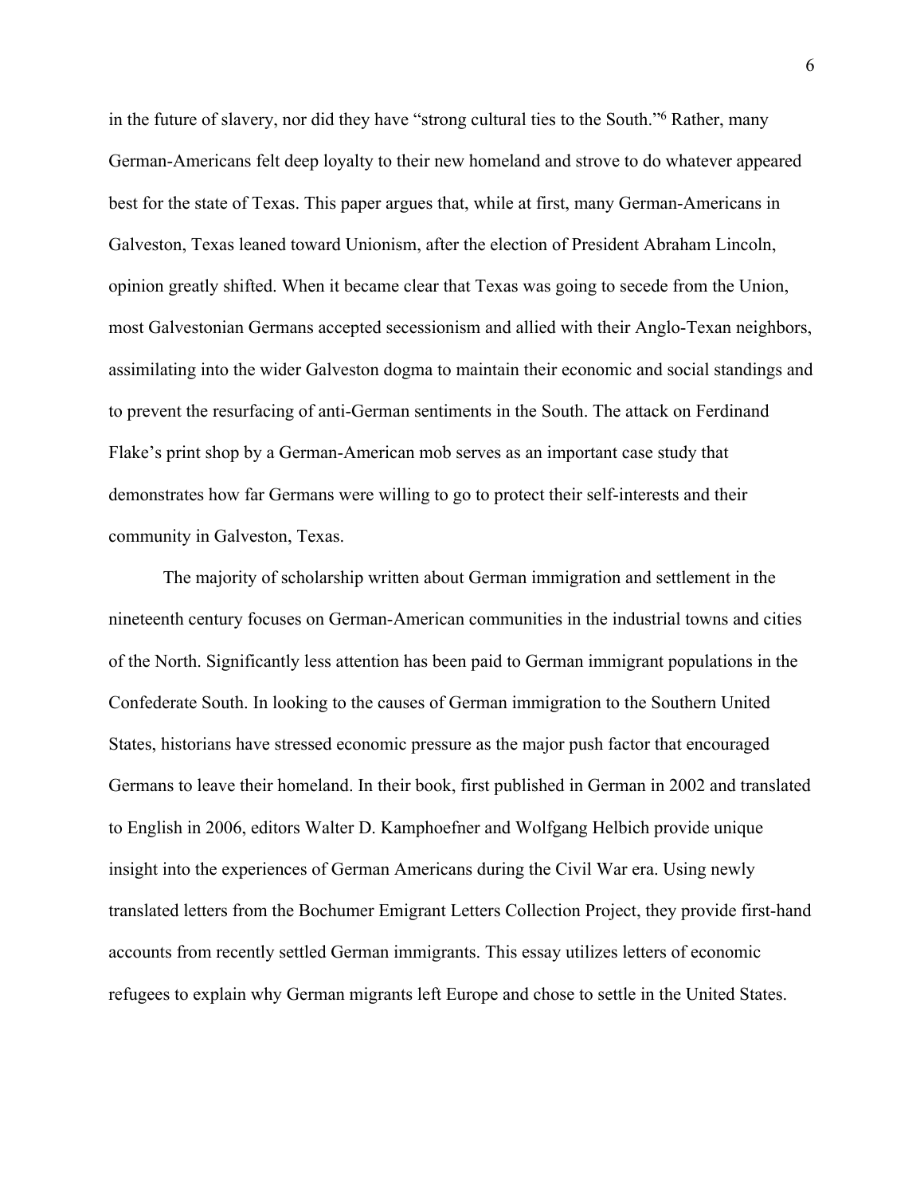in the future of slavery, nor did they have "strong cultural ties to the South."[6] Rather, many German-Americans felt deep loyalty to their new homeland and strove to do whatever appeared best for the state of Texas. This paper argues that, while at first, many German-Americans in Galveston, Texas leaned toward Unionism, after the election of President Abraham Lincoln, opinion greatly shifted. When it became clear that Texas was going to secede from the Union, most Galvestonian Germans accepted secessionism and allied with their Anglo-Texan neighbors, assimilating into the wider Galveston dogma to maintain their economic and social standings and to prevent the resurfacing of anti-German sentiments in the South. The attack on Ferdinand Flake's print shop by a German-American mob serves as an important case study that demonstrates how far Germans were willing to go to protect their self-interests and their community in Galveston, Texas.

The majority of scholarship written about German immigration and settlement in the nineteenth century focuses on German-American communities in the industrial towns and cities of the North. Significantly less attention has been paid to German immigrant populations in the Confederate South. In looking to the causes of German immigration to the Southern United States, historians have stressed economic pressure as the major push factor that encouraged Germans to leave their homeland. In their book, first published in German in 2002 and translated to English in 2006, editors Walter D. Kamphoefner and Wolfgang Helbich provide unique insight into the experiences of German Americans during the Civil War era. Using newly translated letters from the Bochumer Emigrant Letters Collection Project, they provide first-hand accounts from recently settled German immigrants. This essay utilizes letters of economic refugees to explain why German migrants left Europe and chose to settle in the United States.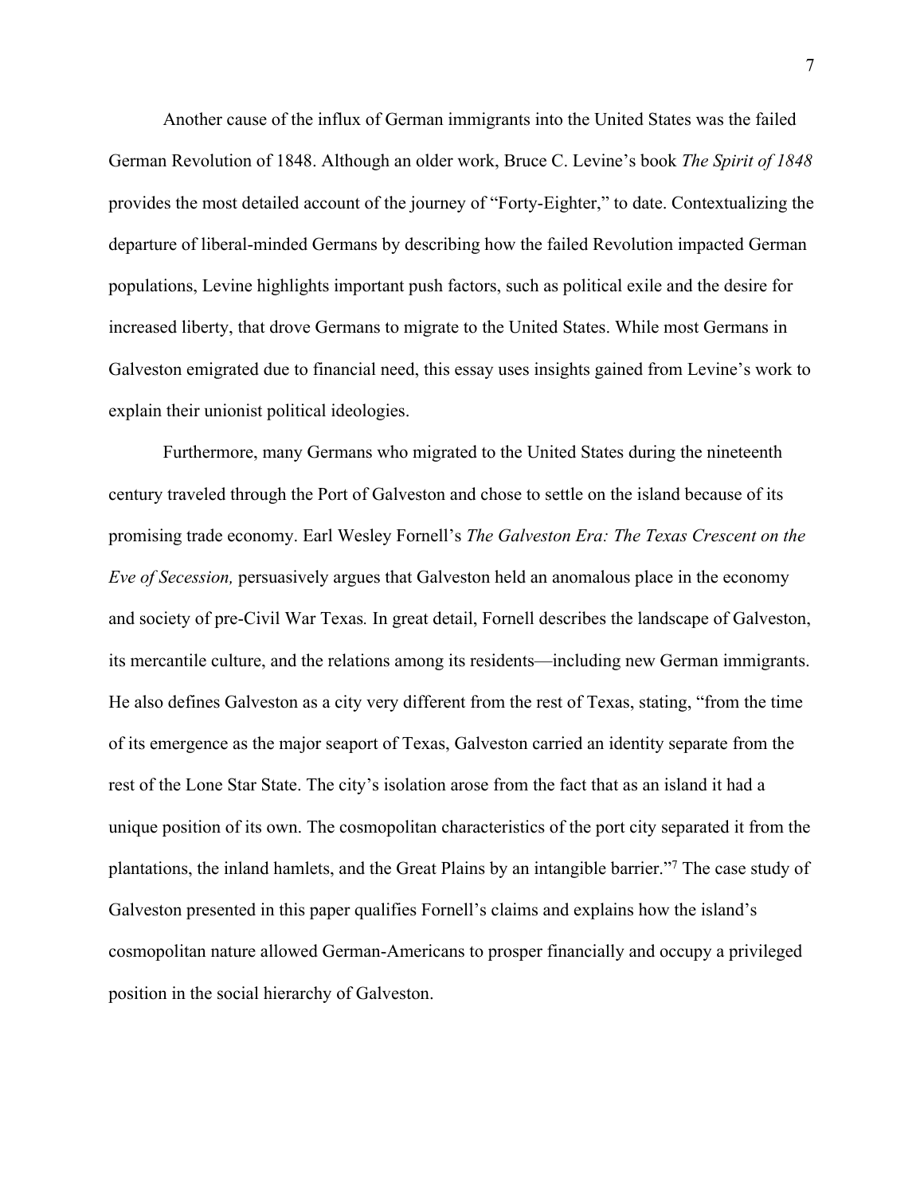Another cause of the influx of German immigrants into the United States was the failed German Revolution of 1848. Although an older work, Bruce C. Levine's book *The Spirit of 1848* provides the most detailed account of the journey of "Forty-Eighter," to date. Contextualizing the departure of liberal-minded Germans by describing how the failed Revolution impacted German populations, Levine highlights important push factors, such as political exile and the desire for increased liberty, that drove Germans to migrate to the United States. While most Germans in Galveston emigrated due to financial need, this essay uses insights gained from Levine's work to explain their unionist political ideologies.

Furthermore, many Germans who migrated to the United States during the nineteenth century traveled through the Port of Galveston and chose to settle on the island because of its promising trade economy. Earl Wesley Fornell's *The Galveston Era: The Texas Crescent on the Eve of Secession,* persuasively argues that Galveston held an anomalous place in the economy and society of pre-Civil War Texas. In great detail, Fornell describes the landscape of Galveston, its mercantile culture, and the relations among its residents—including new German immigrants. He also defines Galveston as a city very different from the rest of Texas, stating, "from the time of its emergence as the major seaport of Texas, Galveston carried an identity separate from the rest of the Lone Star State. The city's isolation arose from the fact that as an island it had a unique position of its own. The cosmopolitan characteristics of the port city separated it from the plantations, the inland hamlets, and the Great Plains by an intangible barrier."[7] The case study of Galveston presented in this paper qualifies Fornell's claims and explains how the island's cosmopolitan nature allowed German-Americans to prosper financially and occupy a privileged position in the social hierarchy of Galveston.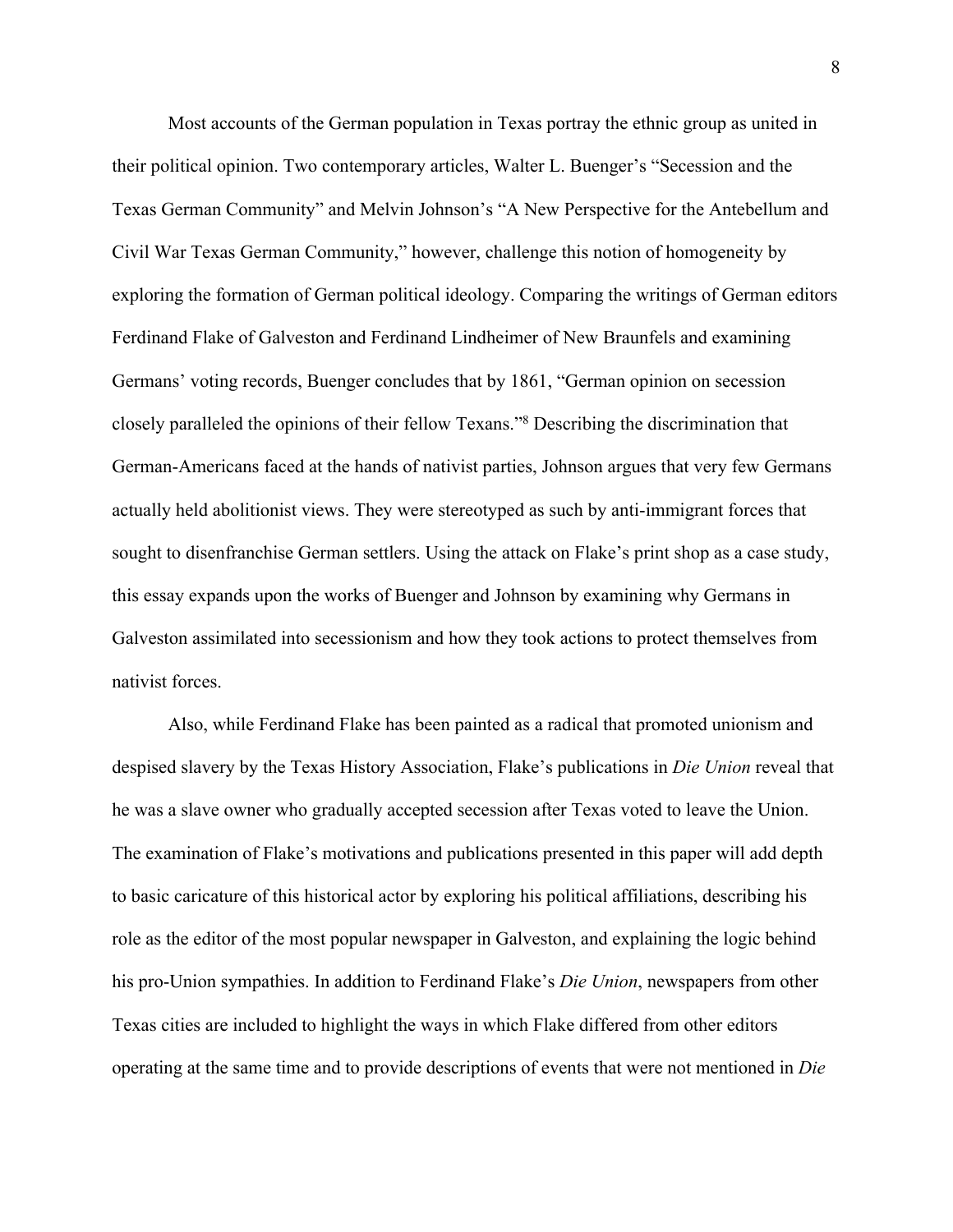Most accounts of the German population in Texas portray the ethnic group as united in their political opinion. Two contemporary articles, Walter L. Buenger's "Secession and the Texas German Community" and Melvin Johnson's "A New Perspective for the Antebellum and Civil War Texas German Community," however, challenge this notion of homogeneity by exploring the formation of German political ideology. Comparing the writings of German editors Ferdinand Flake of Galveston and Ferdinand Lindheimer of New Braunfels and examining Germans' voting records, Buenger concludes that by 1861, "German opinion on secession closely paralleled the opinions of their fellow Texans."[8] Describing the discrimination that German-Americans faced at the hands of nativist parties, Johnson argues that very few Germans actually held abolitionist views. They were stereotyped as such by anti-immigrant forces that sought to disenfranchise German settlers. Using the attack on Flake's print shop as a case study, this essay expands upon the works of Buenger and Johnson by examining why Germans in Galveston assimilated into secessionism and how they took actions to protect themselves from nativist forces.

Also, while Ferdinand Flake has been painted as a radical that promoted unionism and despised slavery by the Texas History Association, Flake's publications in *Die Union* reveal that he was a slave owner who gradually accepted secession after Texas voted to leave the Union. The examination of Flake's motivations and publications presented in this paper will add depth to basic caricature of this historical actor by exploring his political affiliations, describing his role as the editor of the most popular newspaper in Galveston, and explaining the logic behind his pro-Union sympathies. In addition to Ferdinand Flake's *Die Union*, newspapers from other Texas cities are included to highlight the ways in which Flake differed from other editors operating at the same time and to provide descriptions of events that were not mentioned in *Die*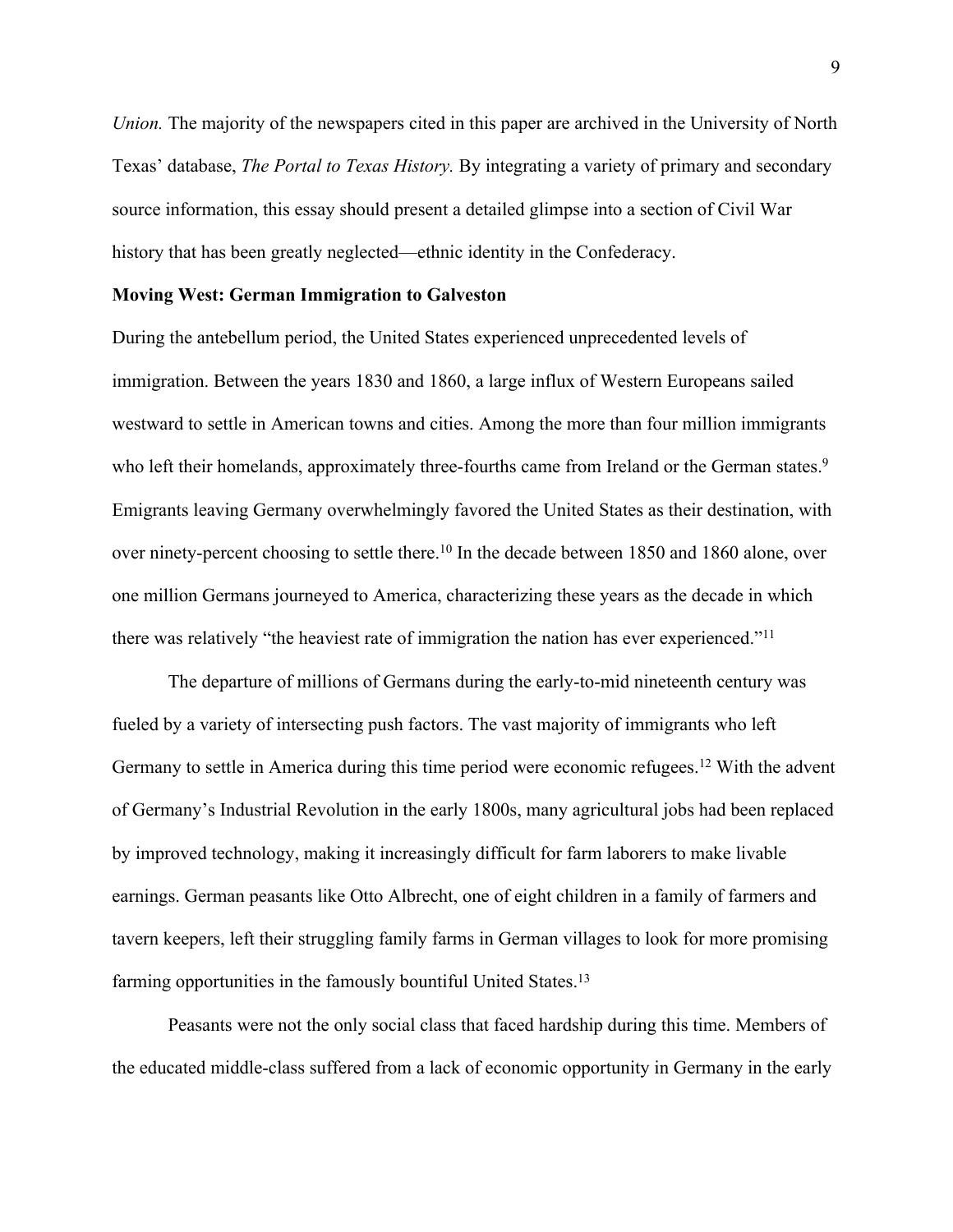*Union.* The majority of the newspapers cited in this paper are archived in the University of North Texas' database, *The Portal to Texas History.* By integrating a variety of primary and secondary source information, this essay should present a detailed glimpse into a section of Civil War history that has been greatly neglected—ethnic identity in the Confederacy.

**Moving West: German Immigration to Galveston**

During the antebellum period, the United States experienced unprecedented levels of immigration. Between the years 1830 and 1860, a large influx of Western Europeans sailed westward to settle in American towns and cities. Among the more than four million immigrants who left their homelands, approximately three-fourths came from Ireland or the German states.[9] Emigrants leaving Germany overwhelmingly favored the United States as their destination, with over ninety-percent choosing to settle there.[10] In the decade between 1850 and 1860 alone, over one million Germans journeyed to America, characterizing these years as the decade in which there was relatively "the heaviest rate of immigration the nation has ever experienced."[11]

The departure of millions of Germans during the early-to-mid nineteenth century was fueled by a variety of intersecting push factors. The vast majority of immigrants who left Germany to settle in America during this time period were economic refugees.[12] With the advent of Germany's Industrial Revolution in the early 1800s, many agricultural jobs had been replaced by improved technology, making it increasingly difficult for farm laborers to make livable earnings. German peasants like Otto Albrecht, one of eight children in a family of farmers and tavern keepers, left their struggling family farms in German villages to look for more promising farming opportunities in the famously bountiful United States.[13]

Peasants were not the only social class that faced hardship during this time. Members of the educated middle-class suffered from a lack of economic opportunity in Germany in the early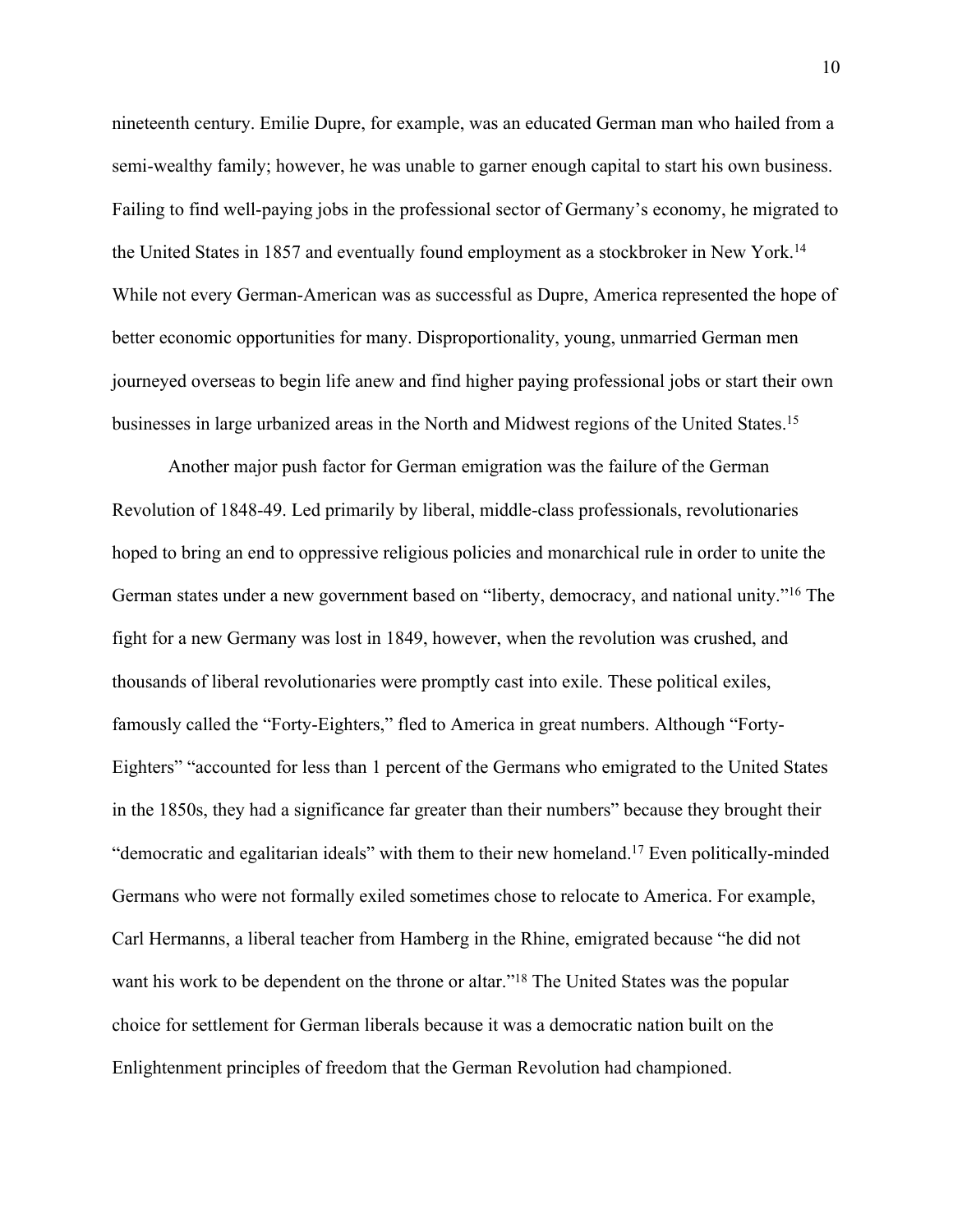nineteenth century. Emilie Dupre, for example, was an educated German man who hailed from a semi-wealthy family; however, he was unable to garner enough capital to start his own business. Failing to find well-paying jobs in the professional sector of Germany's economy, he migrated to the United States in 1857 and eventually found employment as a stockbroker in New York.[14] While not every German-American was as successful as Dupre, America represented the hope of better economic opportunities for many. Disproportionality, young, unmarried German men journeyed overseas to begin life anew and find higher paying professional jobs or start their own businesses in large urbanized areas in the North and Midwest regions of the United States.[15]

Another major push factor for German emigration was the failure of the German Revolution of 1848-49. Led primarily by liberal, middle-class professionals, revolutionaries hoped to bring an end to oppressive religious policies and monarchical rule in order to unite the German states under a new government based on "liberty, democracy, and national unity."[16] The fight for a new Germany was lost in 1849, however, when the revolution was crushed, and thousands of liberal revolutionaries were promptly cast into exile. These political exiles, famously called the "Forty-Eighters," fled to America in great numbers. Although "Forty-Eighters" "accounted for less than 1 percent of the Germans who emigrated to the United States in the 1850s, they had a significance far greater than their numbers" because they brought their "democratic and egalitarian ideals" with them to their new homeland.[17] Even politically-minded Germans who were not formally exiled sometimes chose to relocate to America. For example, Carl Hermanns, a liberal teacher from Hamberg in the Rhine, emigrated because "he did not want his work to be dependent on the throne or altar."[18] The United States was the popular choice for settlement for German liberals because it was a democratic nation built on the Enlightenment principles of freedom that the German Revolution had championed.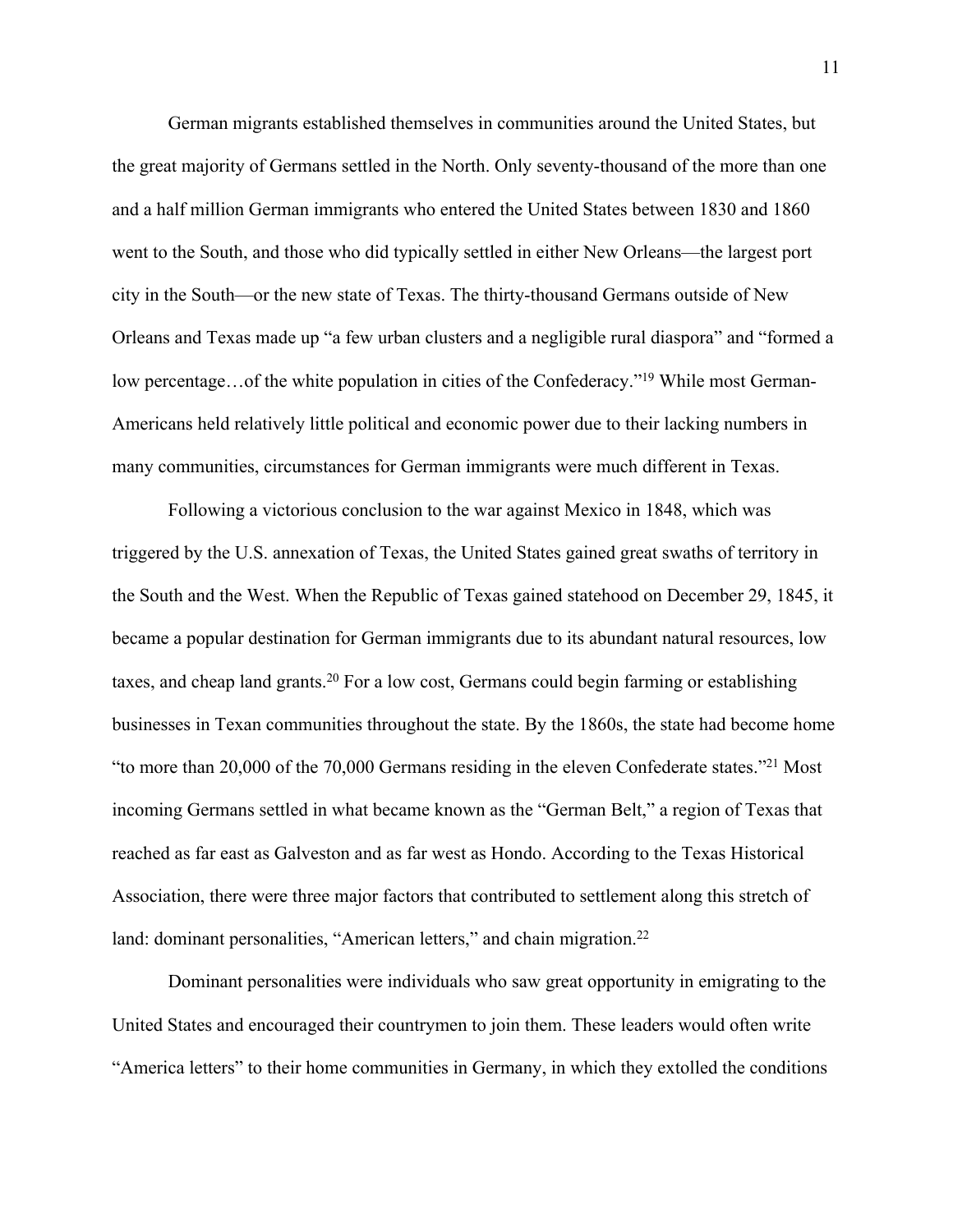German migrants established themselves in communities around the United States, but the great majority of Germans settled in the North. Only seventy-thousand of the more than one and a half million German immigrants who entered the United States between 1830 and 1860 went to the South, and those who did typically settled in either New Orleans—the largest port city in the South—or the new state of Texas. The thirty-thousand Germans outside of New Orleans and Texas made up "a few urban clusters and a negligible rural diaspora" and "formed a low percentage…of the white population in cities of the Confederacy."[19] While most German-Americans held relatively little political and economic power due to their lacking numbers in many communities, circumstances for German immigrants were much different in Texas.

Following a victorious conclusion to the war against Mexico in 1848, which was triggered by the U.S. annexation of Texas, the United States gained great swaths of territory in the South and the West. When the Republic of Texas gained statehood on December 29, 1845, it became a popular destination for German immigrants due to its abundant natural resources, low taxes, and cheap land grants.[20] For a low cost, Germans could begin farming or establishing businesses in Texan communities throughout the state. By the 1860s, the state had become home "to more than 20,000 of the 70,000 Germans residing in the eleven Confederate states."[21] Most incoming Germans settled in what became known as the "German Belt," a region of Texas that reached as far east as Galveston and as far west as Hondo. According to the Texas Historical Association, there were three major factors that contributed to settlement along this stretch of land: dominant personalities, "American letters," and chain migration.[22]

Dominant personalities were individuals who saw great opportunity in emigrating to the United States and encouraged their countrymen to join them. These leaders would often write "America letters" to their home communities in Germany, in which they extolled the conditions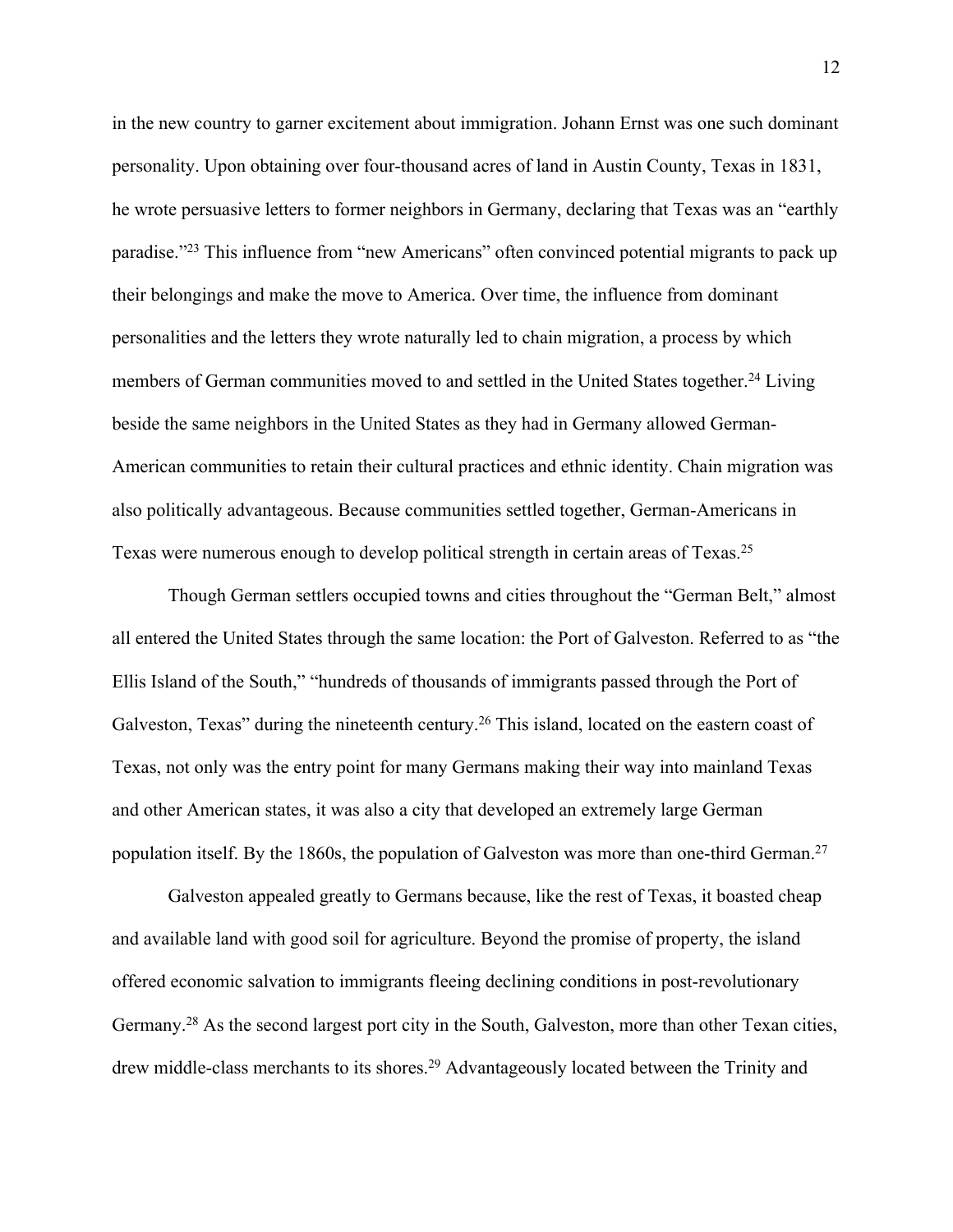in the new country to garner excitement about immigration. Johann Ernst was one such dominant personality. Upon obtaining over four-thousand acres of land in Austin County, Texas in 1831, he wrote persuasive letters to former neighbors in Germany, declaring that Texas was an "earthly paradise."[23] This influence from "new Americans" often convinced potential migrants to pack up their belongings and make the move to America. Over time, the influence from dominant personalities and the letters they wrote naturally led to chain migration, a process by which members of German communities moved to and settled in the United States together.[24] Living beside the same neighbors in the United States as they had in Germany allowed German-American communities to retain their cultural practices and ethnic identity. Chain migration was also politically advantageous. Because communities settled together, German-Americans in Texas were numerous enough to develop political strength in certain areas of Texas.[25]

Though German settlers occupied towns and cities throughout the "German Belt," almost all entered the United States through the same location: the Port of Galveston. Referred to as "the Ellis Island of the South," "hundreds of thousands of immigrants passed through the Port of Galveston, Texas" during the nineteenth century.[26] This island, located on the eastern coast of Texas, not only was the entry point for many Germans making their way into mainland Texas and other American states, it was also a city that developed an extremely large German population itself. By the 1860s, the population of Galveston was more than one-third German.[27]

Galveston appealed greatly to Germans because, like the rest of Texas, it boasted cheap and available land with good soil for agriculture. Beyond the promise of property, the island offered economic salvation to immigrants fleeing declining conditions in post-revolutionary Germany.[28] As the second largest port city in the South, Galveston, more than other Texan cities, drew middle-class merchants to its shores.[29] Advantageously located between the Trinity and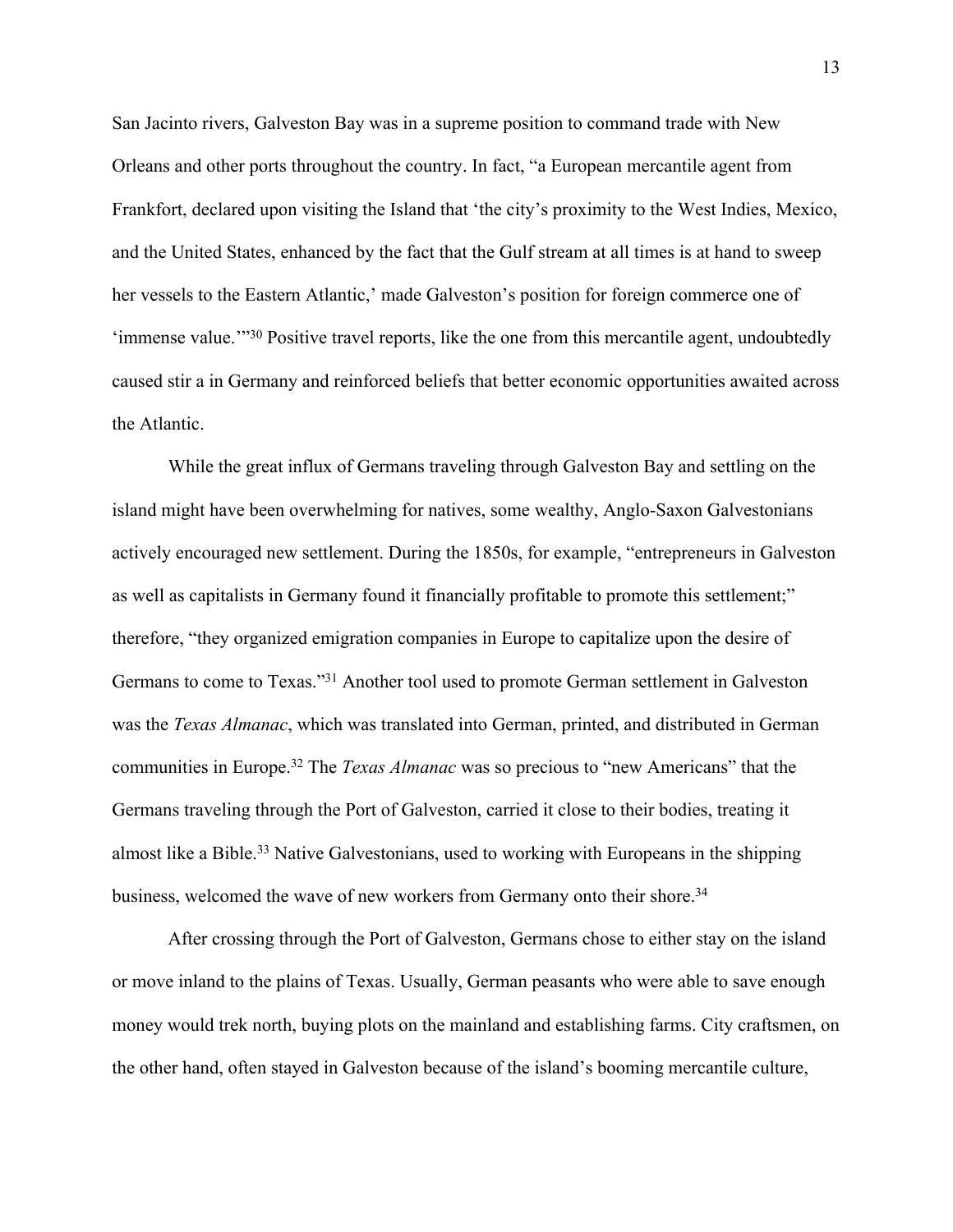San Jacinto rivers, Galveston Bay was in a supreme position to command trade with New Orleans and other ports throughout the country. In fact, "a European mercantile agent from Frankfort, declared upon visiting the Island that 'the city's proximity to the West Indies, Mexico, and the United States, enhanced by the fact that the Gulf stream at all times is at hand to sweep her vessels to the Eastern Atlantic,' made Galveston's position for foreign commerce one of 'immense value.'"[30] Positive travel reports, like the one from this mercantile agent, undoubtedly caused stir a in Germany and reinforced beliefs that better economic opportunities awaited across the Atlantic.

While the great influx of Germans traveling through Galveston Bay and settling on the island might have been overwhelming for natives, some wealthy, Anglo-Saxon Galvestonians actively encouraged new settlement. During the 1850s, for example, "entrepreneurs in Galveston as well as capitalists in Germany found it financially profitable to promote this settlement;" therefore, "they organized emigration companies in Europe to capitalize upon the desire of Germans to come to Texas."[31] Another tool used to promote German settlement in Galveston was the *Texas Almanac*, which was translated into German, printed, and distributed in German communities in Europe.[32] The *Texas Almanac* was so precious to "new Americans" that the Germans traveling through the Port of Galveston, carried it close to their bodies, treating it almost like a Bible.[33] Native Galvestonians, used to working with Europeans in the shipping business, welcomed the wave of new workers from Germany onto their shore.[34]

After crossing through the Port of Galveston, Germans chose to either stay on the island or move inland to the plains of Texas. Usually, German peasants who were able to save enough money would trek north, buying plots on the mainland and establishing farms. City craftsmen, on the other hand, often stayed in Galveston because of the island's booming mercantile culture,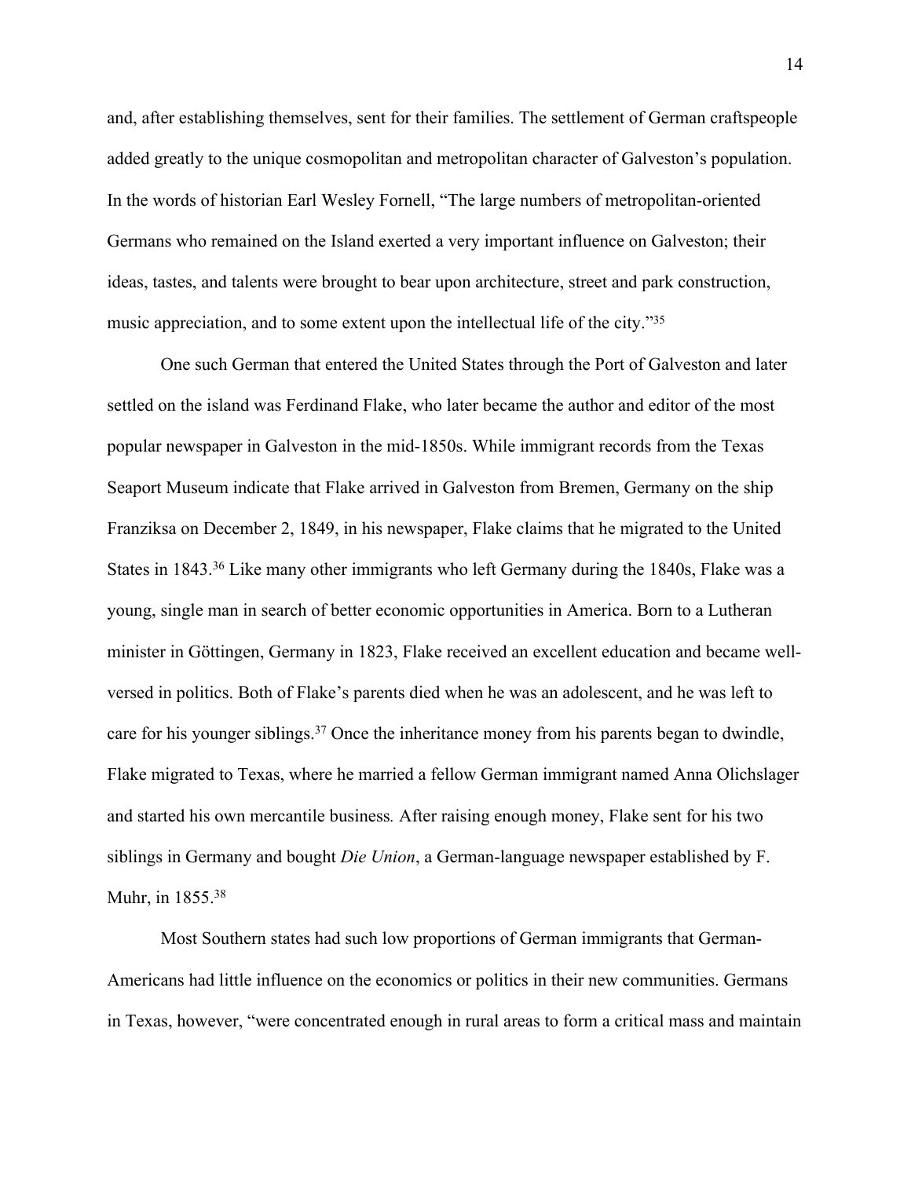and, after establishing themselves, sent for their families. The settlement of German craftspeople added greatly to the unique cosmopolitan and metropolitan character of Galveston's population. In the words of historian Earl Wesley Fornell, "The large numbers of metropolitan-oriented Germans who remained on the Island exerted a very important influence on Galveston; their ideas, tastes, and talents were brought to bear upon architecture, street and park construction, music appreciation, and to some extent upon the intellectual life of the city."[35]

One such German that entered the United States through the Port of Galveston and later settled on the island was Ferdinand Flake, who later became the author and editor of the most popular newspaper in Galveston in the mid-1850s. While immigrant records from the Texas Seaport Museum indicate that Flake arrived in Galveston from Bremen, Germany on the ship Franziksa on December 2, 1849, in his newspaper, Flake claims that he migrated to the United States in 1843.[36] Like many other immigrants who left Germany during the 1840s, Flake was a young, single man in search of better economic opportunities in America. Born to a Lutheran minister in Göttingen, Germany in 1823, Flake received an excellent education and became well-versed in politics. Both of Flake's parents died when he was an adolescent, and he was left to care for his younger siblings.[37] Once the inheritance money from his parents began to dwindle, Flake migrated to Texas, where he married a fellow German immigrant named Anna Olichslager and started his own mercantile business. After raising enough money, Flake sent for his two siblings in Germany and bought *Die Union*, a German-language newspaper established by F. Muhr, in 1855.[38]

Most Southern states had such low proportions of German immigrants that German-Americans had little influence on the economics or politics in their new communities. Germans in Texas, however, "were concentrated enough in rural areas to form a critical mass and maintain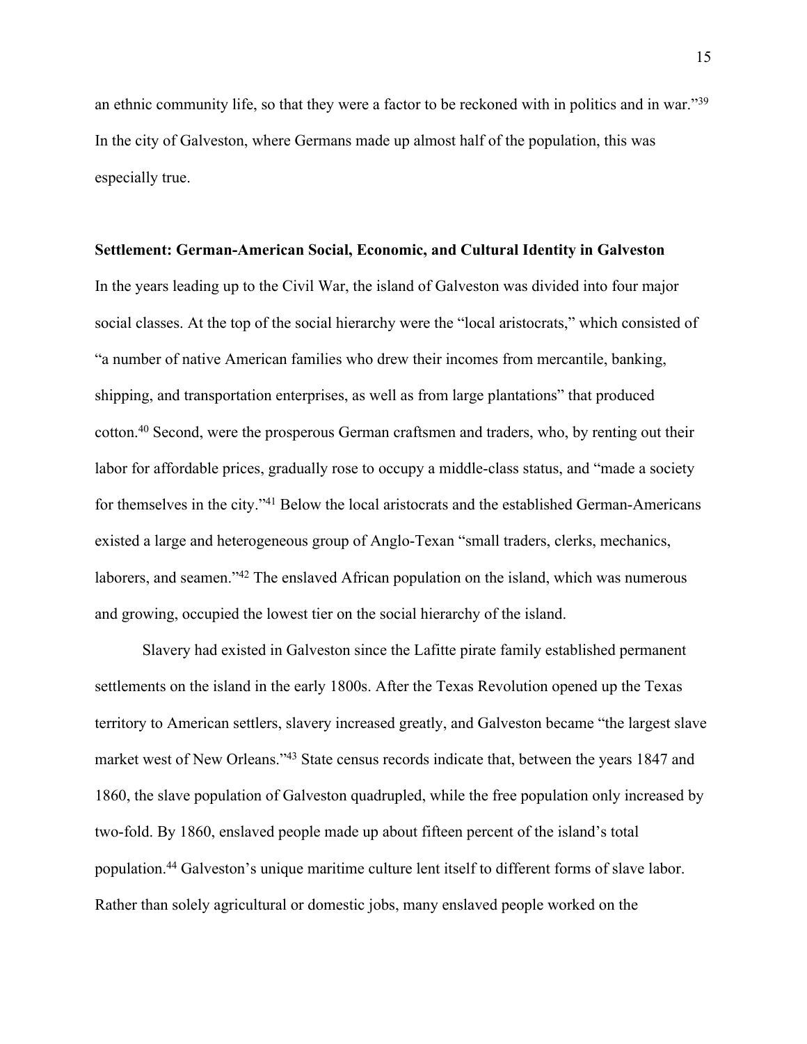an ethnic community life, so that they were a factor to be reckoned with in politics and in war."[39] In the city of Galveston, where Germans made up almost half of the population, this was especially true.

**Settlement: German-American Social, Economic, and Cultural Identity in Galveston**

In the years leading up to the Civil War, the island of Galveston was divided into four major social classes. At the top of the social hierarchy were the "local aristocrats," which consisted of "a number of native American families who drew their incomes from mercantile, banking, shipping, and transportation enterprises, as well as from large plantations" that produced cotton.[40] Second, were the prosperous German craftsmen and traders, who, by renting out their labor for affordable prices, gradually rose to occupy a middle-class status, and "made a society for themselves in the city."[41] Below the local aristocrats and the established German-Americans existed a large and heterogeneous group of Anglo-Texan "small traders, clerks, mechanics, laborers, and seamen."[42] The enslaved African population on the island, which was numerous and growing, occupied the lowest tier on the social hierarchy of the island.

Slavery had existed in Galveston since the Lafitte pirate family established permanent settlements on the island in the early 1800s. After the Texas Revolution opened up the Texas territory to American settlers, slavery increased greatly, and Galveston became "the largest slave market west of New Orleans."[43] State census records indicate that, between the years 1847 and 1860, the slave population of Galveston quadrupled, while the free population only increased by two-fold. By 1860, enslaved people made up about fifteen percent of the island's total population.[44] Galveston's unique maritime culture lent itself to different forms of slave labor. Rather than solely agricultural or domestic jobs, many enslaved people worked on the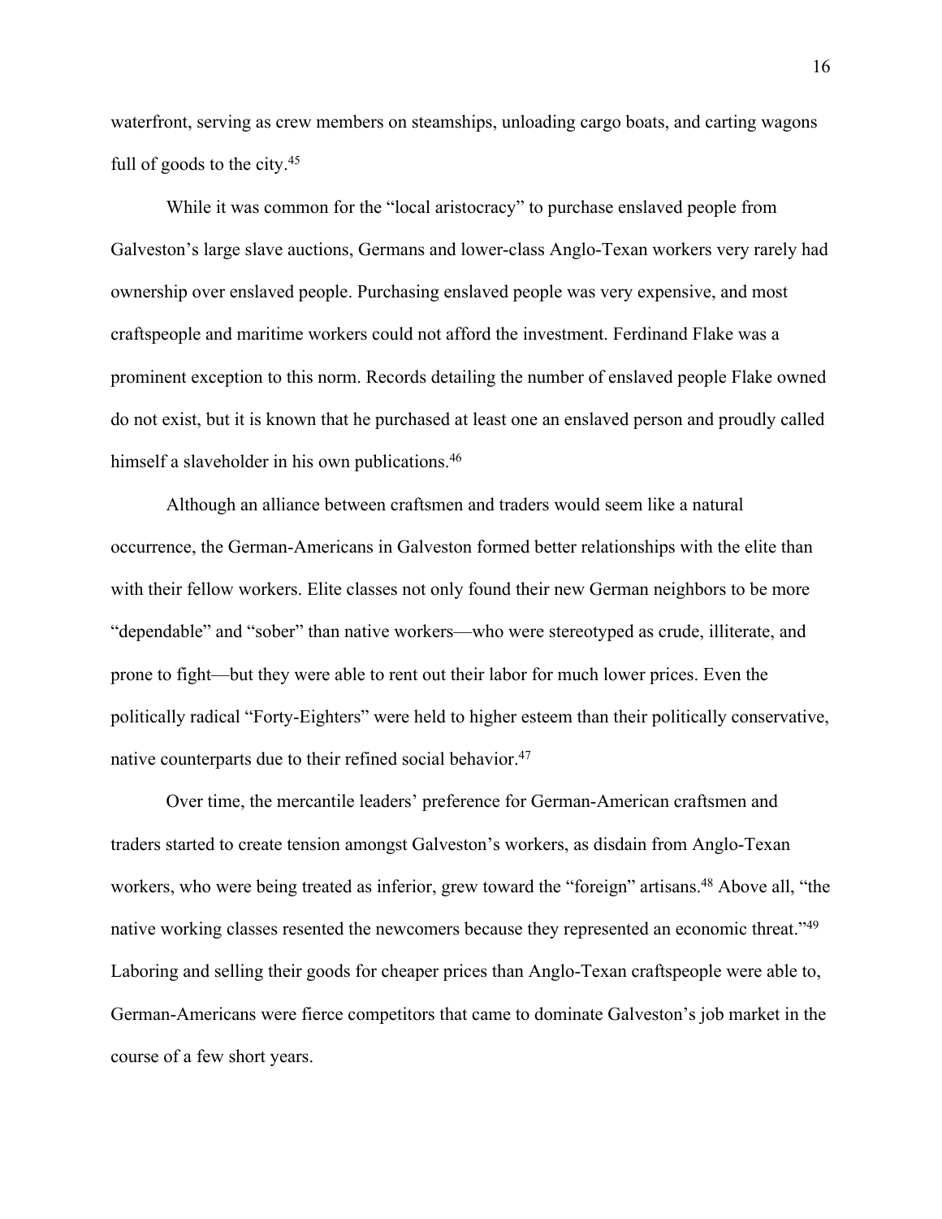waterfront, serving as crew members on steamships, unloading cargo boats, and carting wagons full of goods to the city.[45]

While it was common for the "local aristocracy" to purchase enslaved people from Galveston's large slave auctions, Germans and lower-class Anglo-Texan workers very rarely had ownership over enslaved people. Purchasing enslaved people was very expensive, and most craftspeople and maritime workers could not afford the investment. Ferdinand Flake was a prominent exception to this norm. Records detailing the number of enslaved people Flake owned do not exist, but it is known that he purchased at least one an enslaved person and proudly called himself a slaveholder in his own publications.[46]

Although an alliance between craftsmen and traders would seem like a natural occurrence, the German-Americans in Galveston formed better relationships with the elite than with their fellow workers. Elite classes not only found their new German neighbors to be more "dependable" and "sober" than native workers—who were stereotyped as crude, illiterate, and prone to fight—but they were able to rent out their labor for much lower prices. Even the politically radical "Forty-Eighters" were held to higher esteem than their politically conservative, native counterparts due to their refined social behavior.[47]

Over time, the mercantile leaders' preference for German-American craftsmen and traders started to create tension amongst Galveston's workers, as disdain from Anglo-Texan workers, who were being treated as inferior, grew toward the "foreign" artisans.[48] Above all, "the native working classes resented the newcomers because they represented an economic threat."[49] Laboring and selling their goods for cheaper prices than Anglo-Texan craftspeople were able to, German-Americans were fierce competitors that came to dominate Galveston's job market in the course of a few short years.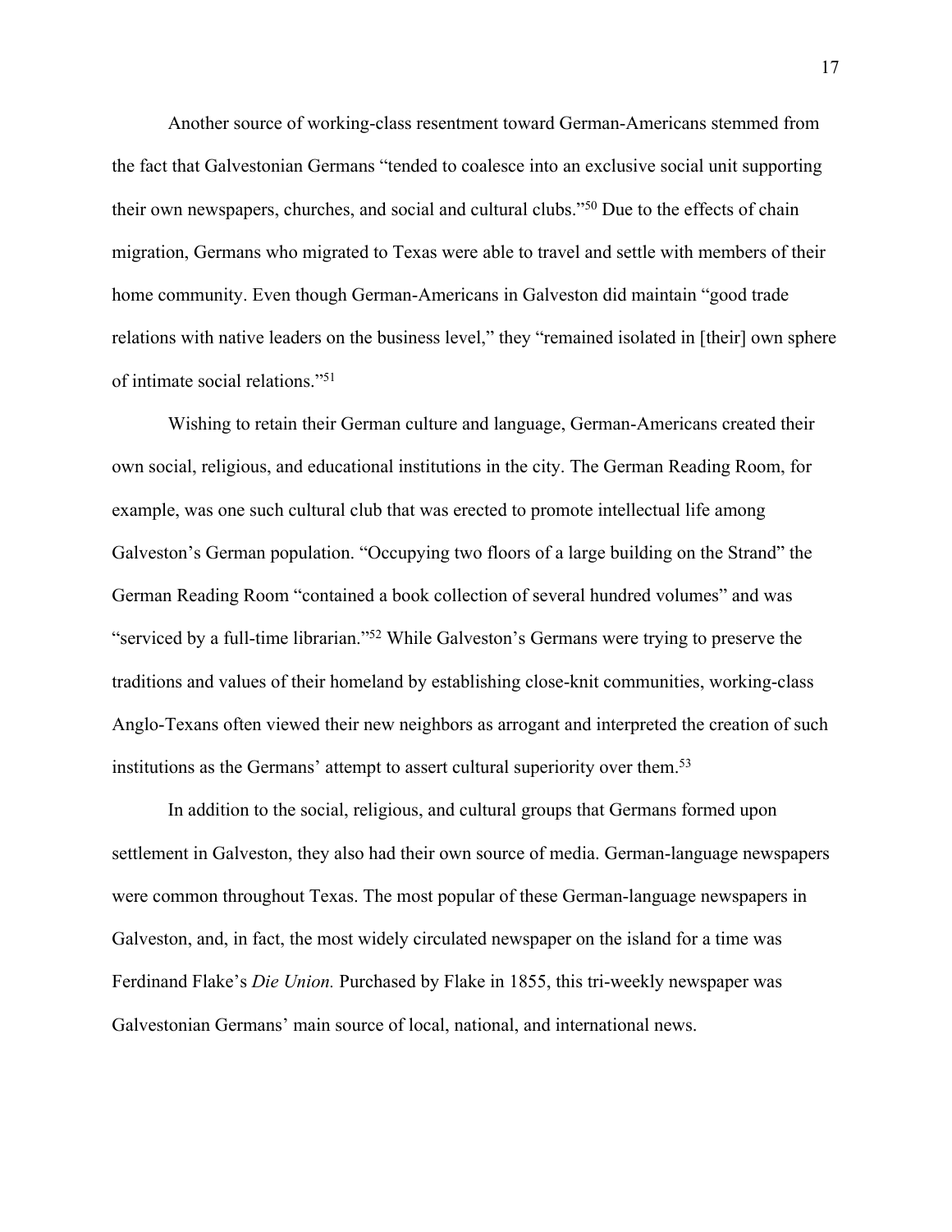Another source of working-class resentment toward German-Americans stemmed from the fact that Galvestonian Germans "tended to coalesce into an exclusive social unit supporting their own newspapers, churches, and social and cultural clubs."[50] Due to the effects of chain migration, Germans who migrated to Texas were able to travel and settle with members of their home community. Even though German-Americans in Galveston did maintain "good trade relations with native leaders on the business level," they "remained isolated in [their] own sphere of intimate social relations."[51]

Wishing to retain their German culture and language, German-Americans created their own social, religious, and educational institutions in the city. The German Reading Room, for example, was one such cultural club that was erected to promote intellectual life among Galveston's German population. "Occupying two floors of a large building on the Strand" the German Reading Room "contained a book collection of several hundred volumes" and was "serviced by a full-time librarian."[52] While Galveston's Germans were trying to preserve the traditions and values of their homeland by establishing close-knit communities, working-class Anglo-Texans often viewed their new neighbors as arrogant and interpreted the creation of such institutions as the Germans' attempt to assert cultural superiority over them.[53]

In addition to the social, religious, and cultural groups that Germans formed upon settlement in Galveston, they also had their own source of media. German-language newspapers were common throughout Texas. The most popular of these German-language newspapers in Galveston, and, in fact, the most widely circulated newspaper on the island for a time was Ferdinand Flake's *Die Union.* Purchased by Flake in 1855, this tri-weekly newspaper was Galvestonian Germans' main source of local, national, and international news.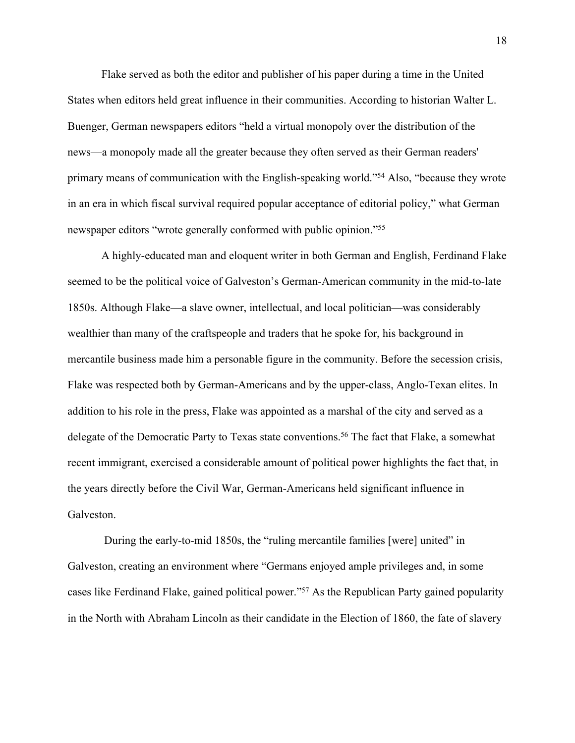Flake served as both the editor and publisher of his paper during a time in the United States when editors held great influence in their communities. According to historian Walter L. Buenger, German newspapers editors "held a virtual monopoly over the distribution of the news—a monopoly made all the greater because they often served as their German readers' primary means of communication with the English-speaking world."[54] Also, "because they wrote in an era in which fiscal survival required popular acceptance of editorial policy," what German newspaper editors "wrote generally conformed with public opinion."[55]

A highly-educated man and eloquent writer in both German and English, Ferdinand Flake seemed to be the political voice of Galveston's German-American community in the mid-to-late 1850s. Although Flake—a slave owner, intellectual, and local politician—was considerably wealthier than many of the craftspeople and traders that he spoke for, his background in mercantile business made him a personable figure in the community. Before the secession crisis, Flake was respected both by German-Americans and by the upper-class, Anglo-Texan elites. In addition to his role in the press, Flake was appointed as a marshal of the city and served as a delegate of the Democratic Party to Texas state conventions.[56] The fact that Flake, a somewhat recent immigrant, exercised a considerable amount of political power highlights the fact that, in the years directly before the Civil War, German-Americans held significant influence in Galveston.

During the early-to-mid 1850s, the "ruling mercantile families [were] united" in Galveston, creating an environment where "Germans enjoyed ample privileges and, in some cases like Ferdinand Flake, gained political power."[57] As the Republican Party gained popularity in the North with Abraham Lincoln as their candidate in the Election of 1860, the fate of slavery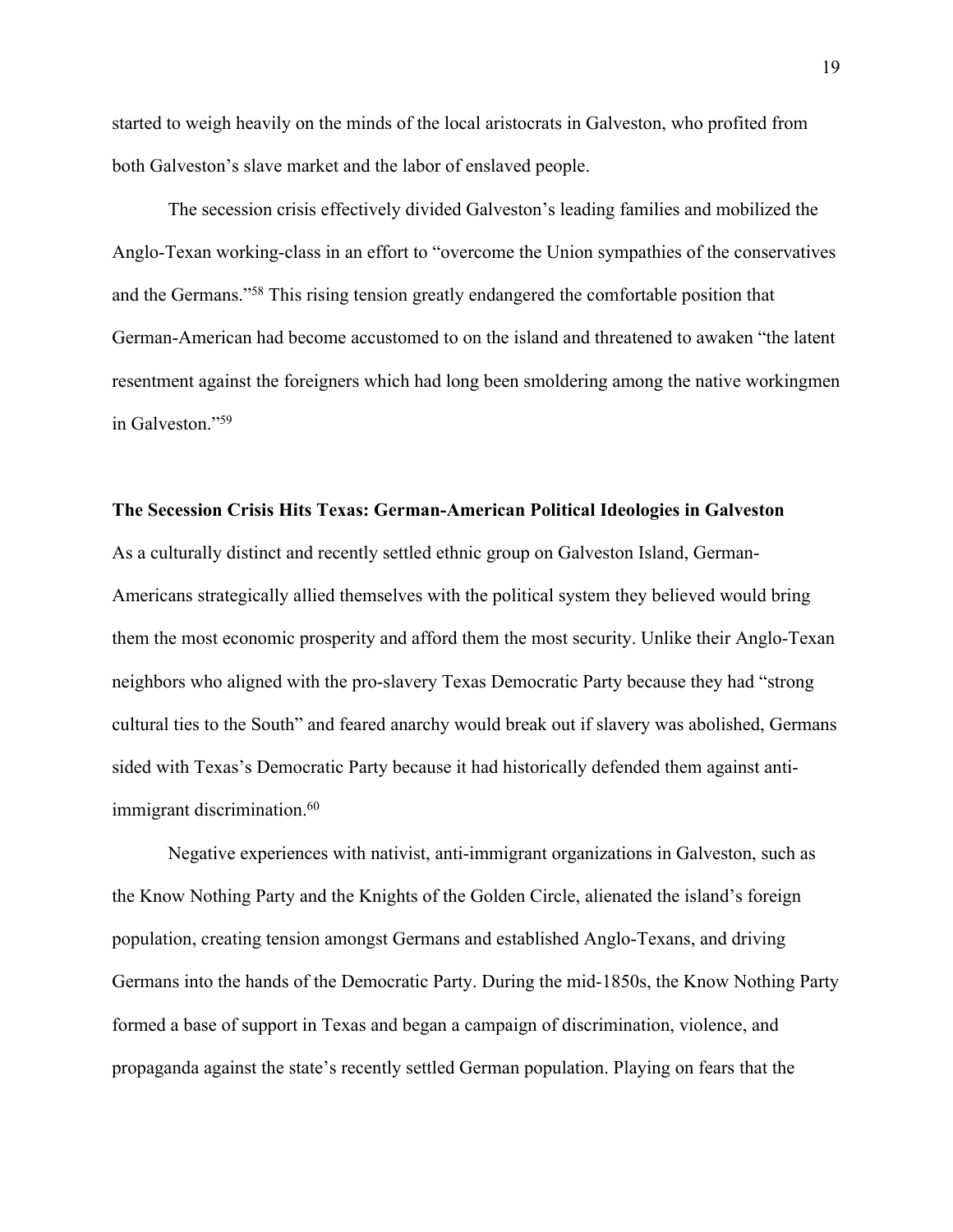started to weigh heavily on the minds of the local aristocrats in Galveston, who profited from both Galveston's slave market and the labor of enslaved people.

The secession crisis effectively divided Galveston's leading families and mobilized the Anglo-Texan working-class in an effort to "overcome the Union sympathies of the conservatives and the Germans."[58] This rising tension greatly endangered the comfortable position that German-American had become accustomed to on the island and threatened to awaken "the latent resentment against the foreigners which had long been smoldering among the native workingmen in Galveston."[59]

### The Secession Crisis Hits Texas: German-American Political Ideologies in Galveston

As a culturally distinct and recently settled ethnic group on Galveston Island, German-Americans strategically allied themselves with the political system they believed would bring them the most economic prosperity and afford them the most security. Unlike their Anglo-Texan neighbors who aligned with the pro-slavery Texas Democratic Party because they had "strong cultural ties to the South" and feared anarchy would break out if slavery was abolished, Germans sided with Texas's Democratic Party because it had historically defended them against anti-immigrant discrimination.[60]

Negative experiences with nativist, anti-immigrant organizations in Galveston, such as the Know Nothing Party and the Knights of the Golden Circle, alienated the island's foreign population, creating tension amongst Germans and established Anglo-Texans, and driving Germans into the hands of the Democratic Party. During the mid-1850s, the Know Nothing Party formed a base of support in Texas and began a campaign of discrimination, violence, and propaganda against the state's recently settled German population. Playing on fears that the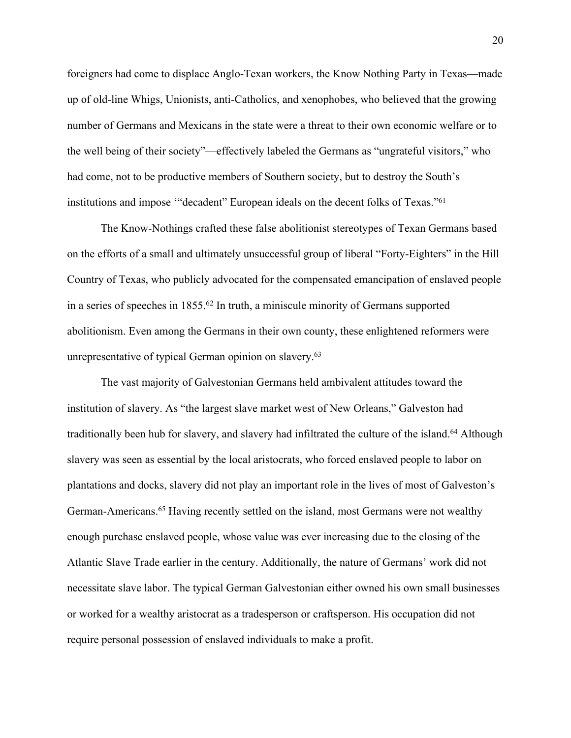foreigners had come to displace Anglo-Texan workers, the Know Nothing Party in Texas—made up of old-line Whigs, Unionists, anti-Catholics, and xenophobes, who believed that the growing number of Germans and Mexicans in the state were a threat to their own economic welfare or to the well being of their society"—effectively labeled the Germans as "ungrateful visitors," who had come, not to be productive members of Southern society, but to destroy the South's institutions and impose '"decadent" European ideals on the decent folks of Texas."[61]

The Know-Nothings crafted these false abolitionist stereotypes of Texan Germans based on the efforts of a small and ultimately unsuccessful group of liberal "Forty-Eighters" in the Hill Country of Texas, who publicly advocated for the compensated emancipation of enslaved people in a series of speeches in 1855.[62] In truth, a miniscule minority of Germans supported abolitionism. Even among the Germans in their own county, these enlightened reformers were unrepresentative of typical German opinion on slavery.[63]

The vast majority of Galvestonian Germans held ambivalent attitudes toward the institution of slavery. As "the largest slave market west of New Orleans," Galveston had traditionally been hub for slavery, and slavery had infiltrated the culture of the island.[64] Although slavery was seen as essential by the local aristocrats, who forced enslaved people to labor on plantations and docks, slavery did not play an important role in the lives of most of Galveston's German-Americans.[65] Having recently settled on the island, most Germans were not wealthy enough purchase enslaved people, whose value was ever increasing due to the closing of the Atlantic Slave Trade earlier in the century. Additionally, the nature of Germans' work did not necessitate slave labor. The typical German Galvestonian either owned his own small businesses or worked for a wealthy aristocrat as a tradesperson or craftsperson. His occupation did not require personal possession of enslaved individuals to make a profit.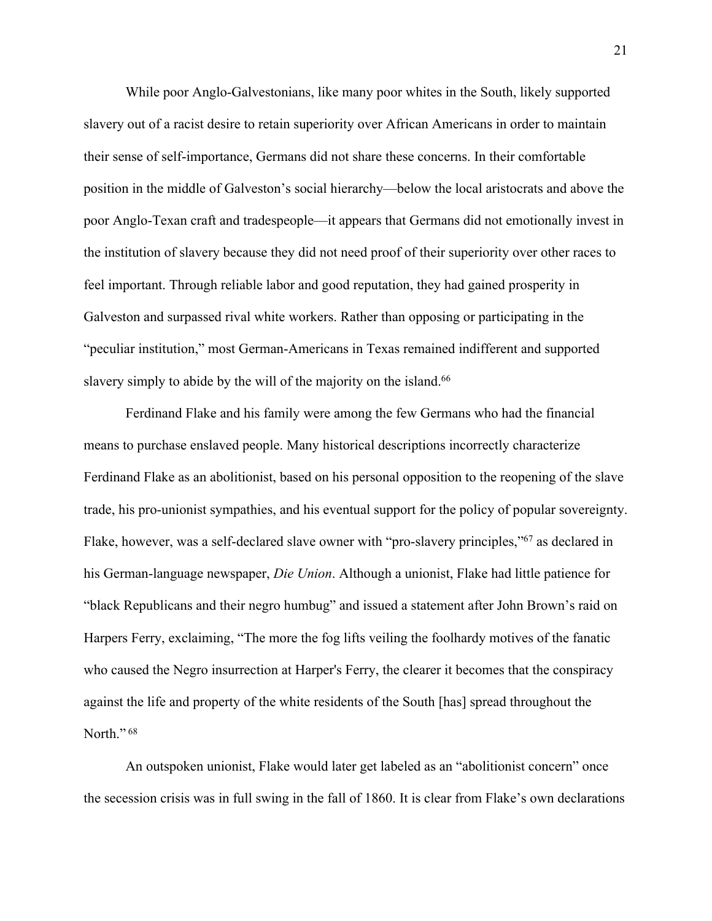While poor Anglo-Galvestonians, like many poor whites in the South, likely supported slavery out of a racist desire to retain superiority over African Americans in order to maintain their sense of self-importance, Germans did not share these concerns. In their comfortable position in the middle of Galveston's social hierarchy—below the local aristocrats and above the poor Anglo-Texan craft and tradespeople—it appears that Germans did not emotionally invest in the institution of slavery because they did not need proof of their superiority over other races to feel important. Through reliable labor and good reputation, they had gained prosperity in Galveston and surpassed rival white workers. Rather than opposing or participating in the "peculiar institution," most German-Americans in Texas remained indifferent and supported slavery simply to abide by the will of the majority on the island.[66]

Ferdinand Flake and his family were among the few Germans who had the financial means to purchase enslaved people. Many historical descriptions incorrectly characterize Ferdinand Flake as an abolitionist, based on his personal opposition to the reopening of the slave trade, his pro-unionist sympathies, and his eventual support for the policy of popular sovereignty. Flake, however, was a self-declared slave owner with "pro-slavery principles,"[67] as declared in his German-language newspaper, *Die Union*. Although a unionist, Flake had little patience for "black Republicans and their negro humbug" and issued a statement after John Brown's raid on Harpers Ferry, exclaiming, "The more the fog lifts veiling the foolhardy motives of the fanatic who caused the Negro insurrection at Harper's Ferry, the clearer it becomes that the conspiracy against the life and property of the white residents of the South [has] spread throughout the North."[68]

An outspoken unionist, Flake would later get labeled as an "abolitionist concern" once the secession crisis was in full swing in the fall of 1860. It is clear from Flake's own declarations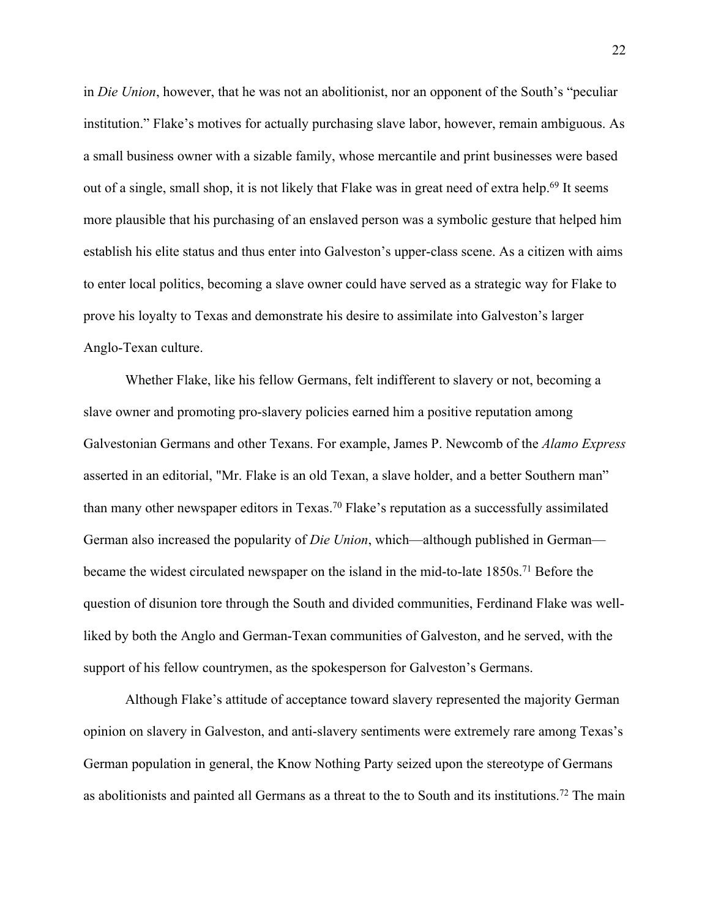in *Die Union*, however, that he was not an abolitionist, nor an opponent of the South's "peculiar institution." Flake's motives for actually purchasing slave labor, however, remain ambiguous. As a small business owner with a sizable family, whose mercantile and print businesses were based out of a single, small shop, it is not likely that Flake was in great need of extra help.[69] It seems more plausible that his purchasing of an enslaved person was a symbolic gesture that helped him establish his elite status and thus enter into Galveston's upper-class scene. As a citizen with aims to enter local politics, becoming a slave owner could have served as a strategic way for Flake to prove his loyalty to Texas and demonstrate his desire to assimilate into Galveston's larger Anglo-Texan culture.

Whether Flake, like his fellow Germans, felt indifferent to slavery or not, becoming a slave owner and promoting pro-slavery policies earned him a positive reputation among Galvestonian Germans and other Texans. For example, James P. Newcomb of the *Alamo Express* asserted in an editorial, "Mr. Flake is an old Texan, a slave holder, and a better Southern man" than many other newspaper editors in Texas.[70] Flake's reputation as a successfully assimilated German also increased the popularity of *Die Union*, which—although published in German—became the widest circulated newspaper on the island in the mid-to-late 1850s.[71] Before the question of disunion tore through the South and divided communities, Ferdinand Flake was well-liked by both the Anglo and German-Texan communities of Galveston, and he served, with the support of his fellow countrymen, as the spokesperson for Galveston's Germans.

Although Flake's attitude of acceptance toward slavery represented the majority German opinion on slavery in Galveston, and anti-slavery sentiments were extremely rare among Texas's German population in general, the Know Nothing Party seized upon the stereotype of Germans as abolitionists and painted all Germans as a threat to the to South and its institutions.[72] The main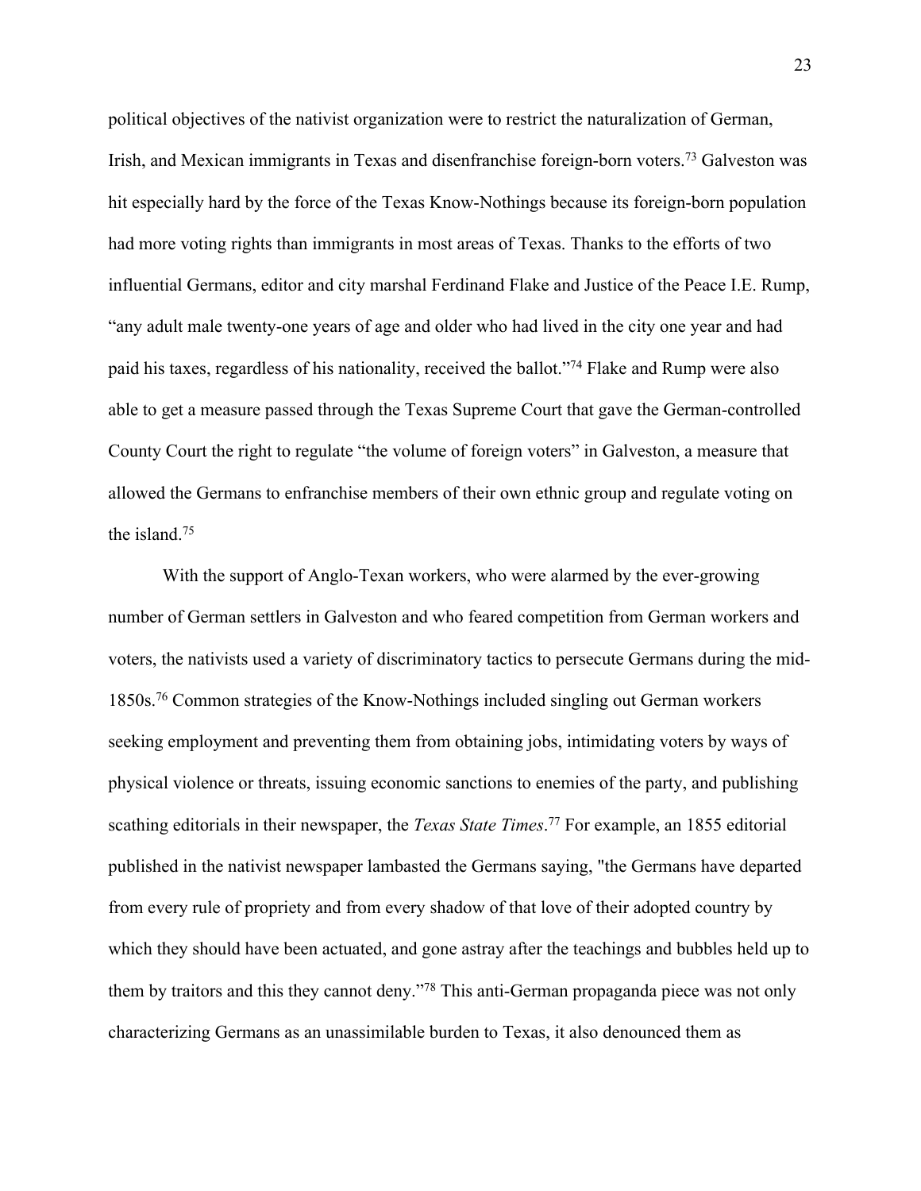political objectives of the nativist organization were to restrict the naturalization of German, Irish, and Mexican immigrants in Texas and disenfranchise foreign-born voters.[73] Galveston was hit especially hard by the force of the Texas Know-Nothings because its foreign-born population had more voting rights than immigrants in most areas of Texas. Thanks to the efforts of two influential Germans, editor and city marshal Ferdinand Flake and Justice of the Peace I.E. Rump, "any adult male twenty-one years of age and older who had lived in the city one year and had paid his taxes, regardless of his nationality, received the ballot."[74] Flake and Rump were also able to get a measure passed through the Texas Supreme Court that gave the German-controlled County Court the right to regulate "the volume of foreign voters" in Galveston, a measure that allowed the Germans to enfranchise members of their own ethnic group and regulate voting on the island.[75]

With the support of Anglo-Texan workers, who were alarmed by the ever-growing number of German settlers in Galveston and who feared competition from German workers and voters, the nativists used a variety of discriminatory tactics to persecute Germans during the mid-1850s.[76] Common strategies of the Know-Nothings included singling out German workers seeking employment and preventing them from obtaining jobs, intimidating voters by ways of physical violence or threats, issuing economic sanctions to enemies of the party, and publishing scathing editorials in their newspaper, the *Texas State Times*.[77] For example, an 1855 editorial published in the nativist newspaper lambasted the Germans saying, "the Germans have departed from every rule of propriety and from every shadow of that love of their adopted country by which they should have been actuated, and gone astray after the teachings and bubbles held up to them by traitors and this they cannot deny."[78] This anti-German propaganda piece was not only characterizing Germans as an unassimilable burden to Texas, it also denounced them as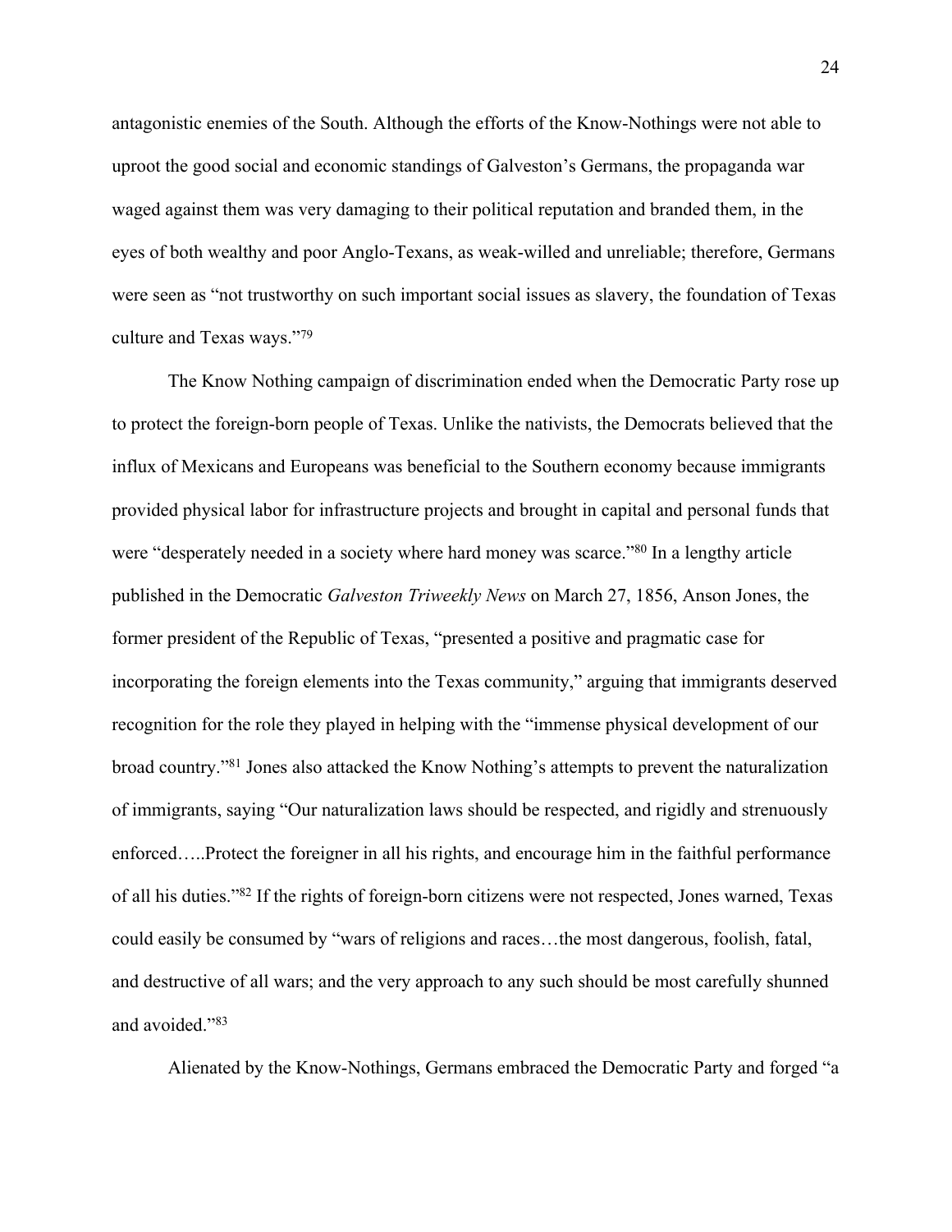antagonistic enemies of the South. Although the efforts of the Know-Nothings were not able to uproot the good social and economic standings of Galveston's Germans, the propaganda war waged against them was very damaging to their political reputation and branded them, in the eyes of both wealthy and poor Anglo-Texans, as weak-willed and unreliable; therefore, Germans were seen as "not trustworthy on such important social issues as slavery, the foundation of Texas culture and Texas ways."[79]

The Know Nothing campaign of discrimination ended when the Democratic Party rose up to protect the foreign-born people of Texas. Unlike the nativists, the Democrats believed that the influx of Mexicans and Europeans was beneficial to the Southern economy because immigrants provided physical labor for infrastructure projects and brought in capital and personal funds that were "desperately needed in a society where hard money was scarce."[80] In a lengthy article published in the Democratic *Galveston Triweekly News* on March 27, 1856, Anson Jones, the former president of the Republic of Texas, "presented a positive and pragmatic case for incorporating the foreign elements into the Texas community," arguing that immigrants deserved recognition for the role they played in helping with the "immense physical development of our broad country."[81] Jones also attacked the Know Nothing's attempts to prevent the naturalization of immigrants, saying "Our naturalization laws should be respected, and rigidly and strenuously enforced…..Protect the foreigner in all his rights, and encourage him in the faithful performance of all his duties."[82] If the rights of foreign-born citizens were not respected, Jones warned, Texas could easily be consumed by "wars of religions and races…the most dangerous, foolish, fatal, and destructive of all wars; and the very approach to any such should be most carefully shunned and avoided."[83]

Alienated by the Know-Nothings, Germans embraced the Democratic Party and forged "a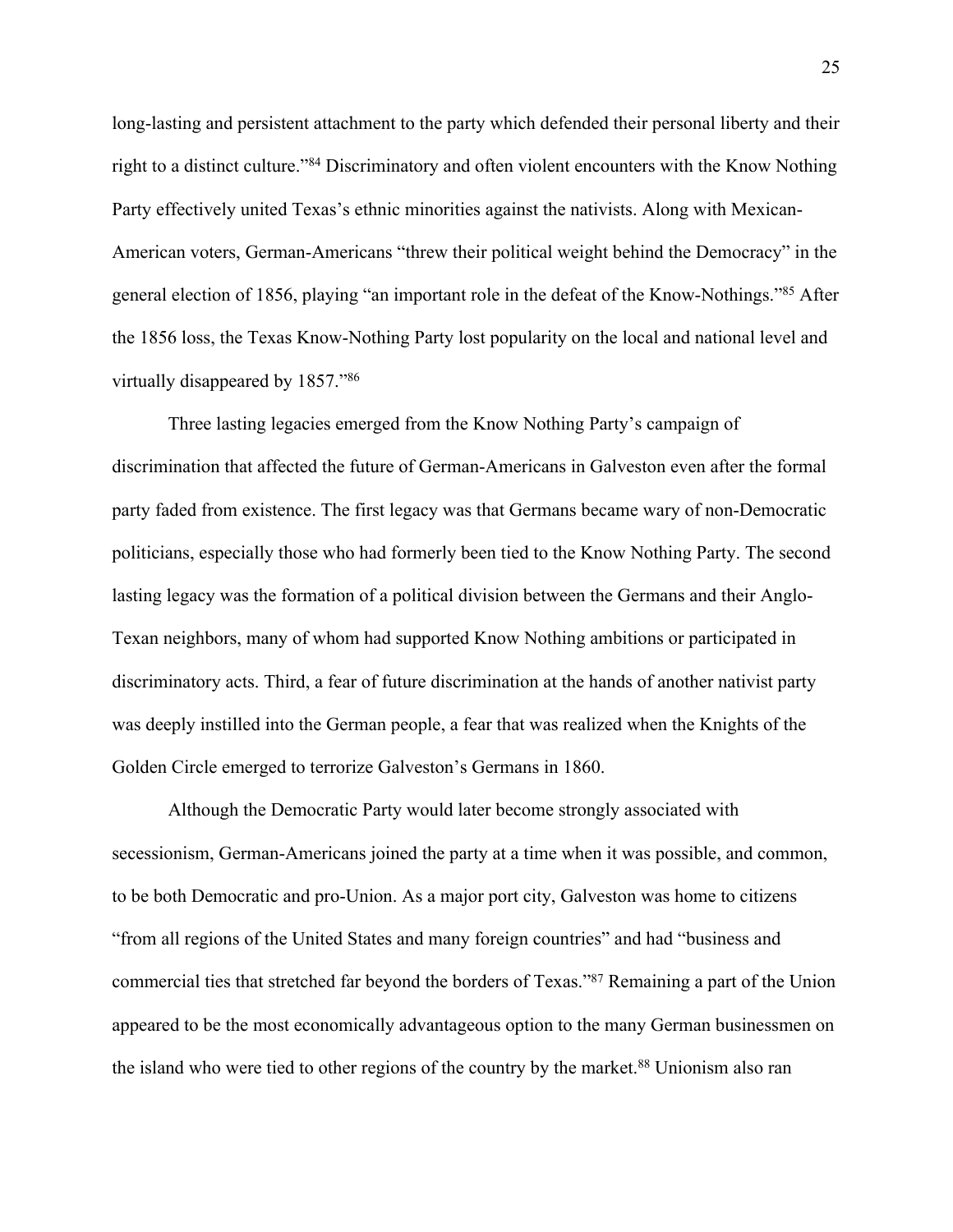long-lasting and persistent attachment to the party which defended their personal liberty and their right to a distinct culture."[84] Discriminatory and often violent encounters with the Know Nothing Party effectively united Texas's ethnic minorities against the nativists. Along with Mexican-American voters, German-Americans "threw their political weight behind the Democracy" in the general election of 1856, playing "an important role in the defeat of the Know-Nothings."[85] After the 1856 loss, the Texas Know-Nothing Party lost popularity on the local and national level and virtually disappeared by 1857."[86]

Three lasting legacies emerged from the Know Nothing Party's campaign of discrimination that affected the future of German-Americans in Galveston even after the formal party faded from existence. The first legacy was that Germans became wary of non-Democratic politicians, especially those who had formerly been tied to the Know Nothing Party. The second lasting legacy was the formation of a political division between the Germans and their Anglo-Texan neighbors, many of whom had supported Know Nothing ambitions or participated in discriminatory acts. Third, a fear of future discrimination at the hands of another nativist party was deeply instilled into the German people, a fear that was realized when the Knights of the Golden Circle emerged to terrorize Galveston's Germans in 1860.

Although the Democratic Party would later become strongly associated with secessionism, German-Americans joined the party at a time when it was possible, and common, to be both Democratic and pro-Union. As a major port city, Galveston was home to citizens "from all regions of the United States and many foreign countries" and had "business and commercial ties that stretched far beyond the borders of Texas."[87] Remaining a part of the Union appeared to be the most economically advantageous option to the many German businessmen on the island who were tied to other regions of the country by the market.[88] Unionism also ran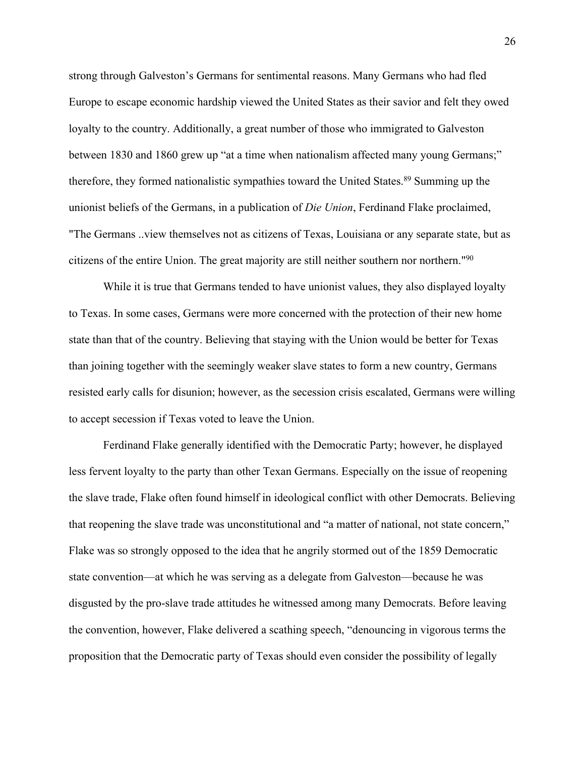strong through Galveston's Germans for sentimental reasons. Many Germans who had fled Europe to escape economic hardship viewed the United States as their savior and felt they owed loyalty to the country. Additionally, a great number of those who immigrated to Galveston between 1830 and 1860 grew up "at a time when nationalism affected many young Germans;" therefore, they formed nationalistic sympathies toward the United States.[89] Summing up the unionist beliefs of the Germans, in a publication of *Die Union*, Ferdinand Flake proclaimed, "The Germans ..view themselves not as citizens of Texas, Louisiana or any separate state, but as citizens of the entire Union. The great majority are still neither southern nor northern."[90]

While it is true that Germans tended to have unionist values, they also displayed loyalty to Texas. In some cases, Germans were more concerned with the protection of their new home state than that of the country. Believing that staying with the Union would be better for Texas than joining together with the seemingly weaker slave states to form a new country, Germans resisted early calls for disunion; however, as the secession crisis escalated, Germans were willing to accept secession if Texas voted to leave the Union.

Ferdinand Flake generally identified with the Democratic Party; however, he displayed less fervent loyalty to the party than other Texan Germans. Especially on the issue of reopening the slave trade, Flake often found himself in ideological conflict with other Democrats. Believing that reopening the slave trade was unconstitutional and "a matter of national, not state concern," Flake was so strongly opposed to the idea that he angrily stormed out of the 1859 Democratic state convention—at which he was serving as a delegate from Galveston—because he was disgusted by the pro-slave trade attitudes he witnessed among many Democrats. Before leaving the convention, however, Flake delivered a scathing speech, "denouncing in vigorous terms the proposition that the Democratic party of Texas should even consider the possibility of legally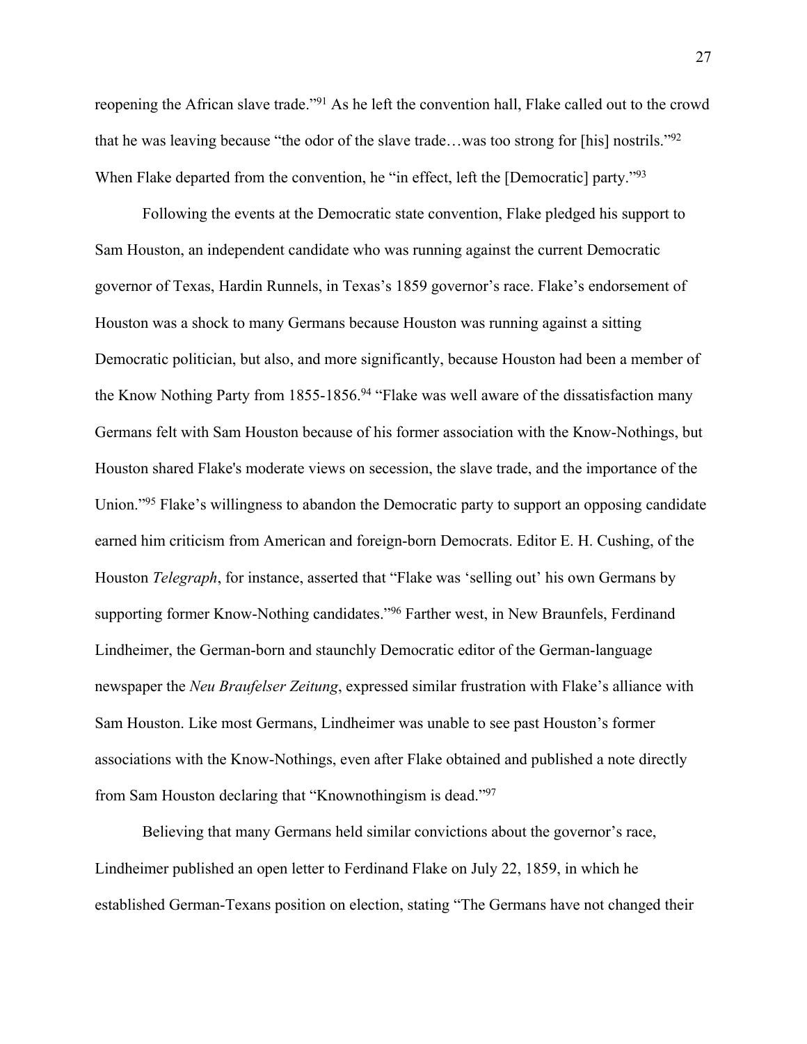reopening the African slave trade."[91] As he left the convention hall, Flake called out to the crowd that he was leaving because "the odor of the slave trade…was too strong for [his] nostrils."[92] When Flake departed from the convention, he "in effect, left the [Democratic] party."[93]

Following the events at the Democratic state convention, Flake pledged his support to Sam Houston, an independent candidate who was running against the current Democratic governor of Texas, Hardin Runnels, in Texas's 1859 governor's race. Flake's endorsement of Houston was a shock to many Germans because Houston was running against a sitting Democratic politician, but also, and more significantly, because Houston had been a member of the Know Nothing Party from 1855-1856.[94] "Flake was well aware of the dissatisfaction many Germans felt with Sam Houston because of his former association with the Know-Nothings, but Houston shared Flake's moderate views on secession, the slave trade, and the importance of the Union."[95] Flake's willingness to abandon the Democratic party to support an opposing candidate earned him criticism from American and foreign-born Democrats. Editor E. H. Cushing, of the Houston *Telegraph*, for instance, asserted that "Flake was 'selling out' his own Germans by supporting former Know-Nothing candidates."[96] Farther west, in New Braunfels, Ferdinand Lindheimer, the German-born and staunchly Democratic editor of the German-language newspaper the *Neu Braufelser Zeitung*, expressed similar frustration with Flake's alliance with Sam Houston. Like most Germans, Lindheimer was unable to see past Houston's former associations with the Know-Nothings, even after Flake obtained and published a note directly from Sam Houston declaring that "Knownothingism is dead."[97]

Believing that many Germans held similar convictions about the governor's race, Lindheimer published an open letter to Ferdinand Flake on July 22, 1859, in which he established German-Texans position on election, stating "The Germans have not changed their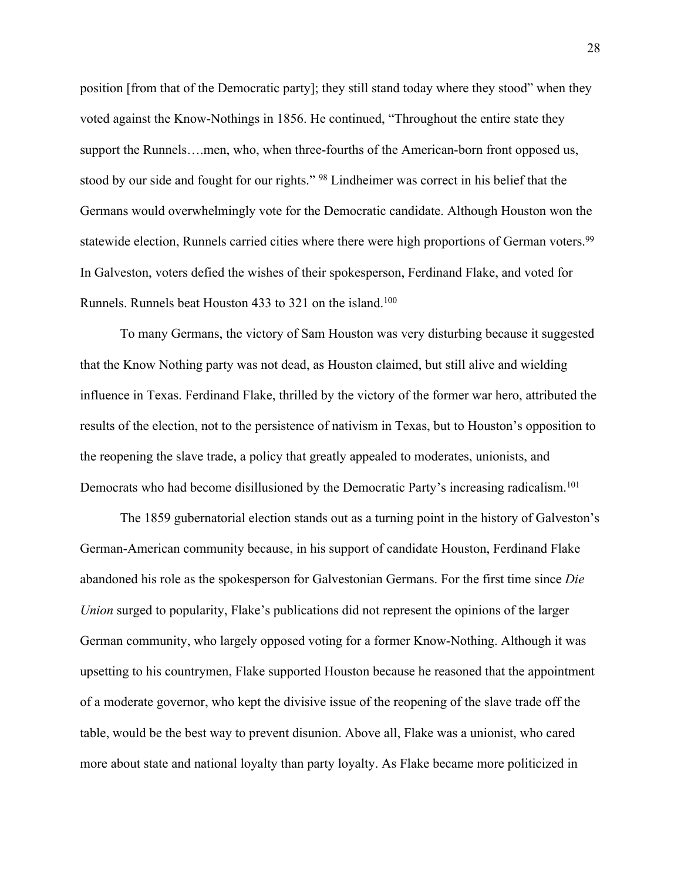position [from that of the Democratic party]; they still stand today where they stood" when they voted against the Know-Nothings in 1856. He continued, "Throughout the entire state they support the Runnels….men, who, when three-fourths of the American-born front opposed us, stood by our side and fought for our rights." [98] Lindheimer was correct in his belief that the Germans would overwhelmingly vote for the Democratic candidate. Although Houston won the statewide election, Runnels carried cities where there were high proportions of German voters.[99] In Galveston, voters defied the wishes of their spokesperson, Ferdinand Flake, and voted for Runnels. Runnels beat Houston 433 to 321 on the island.[100]

To many Germans, the victory of Sam Houston was very disturbing because it suggested that the Know Nothing party was not dead, as Houston claimed, but still alive and wielding influence in Texas. Ferdinand Flake, thrilled by the victory of the former war hero, attributed the results of the election, not to the persistence of nativism in Texas, but to Houston's opposition to the reopening the slave trade, a policy that greatly appealed to moderates, unionists, and Democrats who had become disillusioned by the Democratic Party's increasing radicalism.[101]

The 1859 gubernatorial election stands out as a turning point in the history of Galveston's German-American community because, in his support of candidate Houston, Ferdinand Flake abandoned his role as the spokesperson for Galvestonian Germans. For the first time since *Die Union* surged to popularity, Flake's publications did not represent the opinions of the larger German community, who largely opposed voting for a former Know-Nothing. Although it was upsetting to his countrymen, Flake supported Houston because he reasoned that the appointment of a moderate governor, who kept the divisive issue of the reopening of the slave trade off the table, would be the best way to prevent disunion. Above all, Flake was a unionist, who cared more about state and national loyalty than party loyalty. As Flake became more politicized in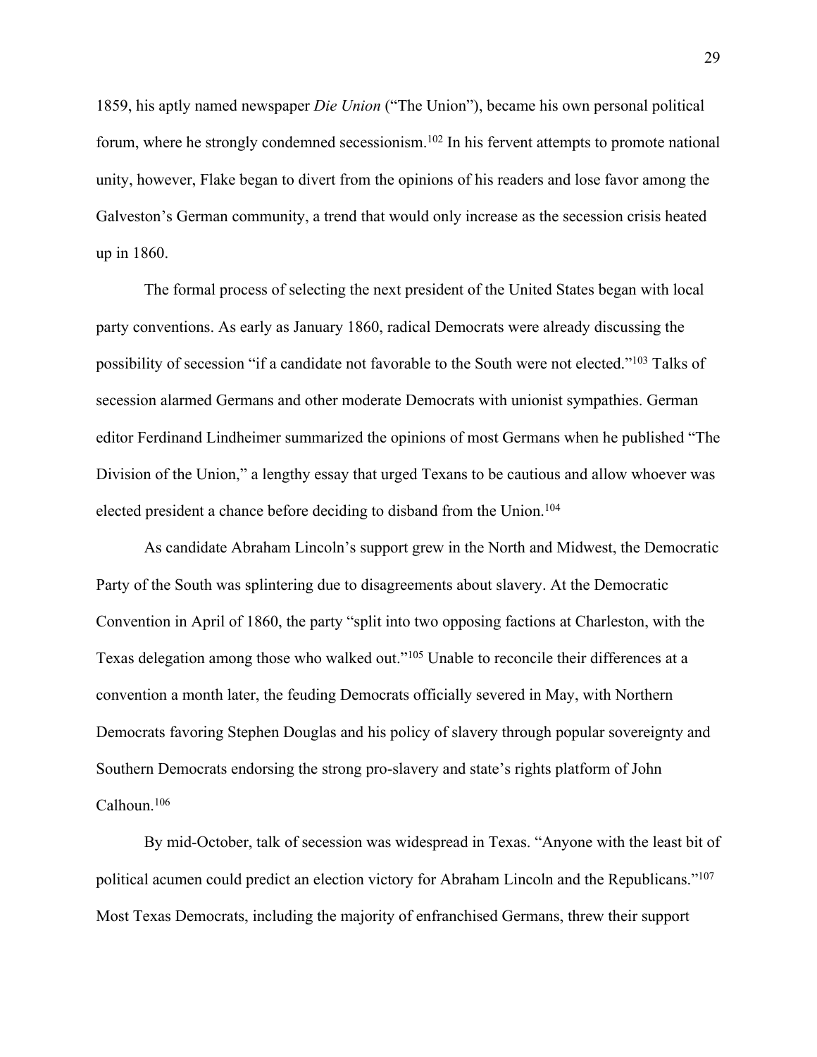1859, his aptly named newspaper *Die Union* ("The Union"), became his own personal political forum, where he strongly condemned secessionism.[102] In his fervent attempts to promote national unity, however, Flake began to divert from the opinions of his readers and lose favor among the Galveston's German community, a trend that would only increase as the secession crisis heated up in 1860.

The formal process of selecting the next president of the United States began with local party conventions. As early as January 1860, radical Democrats were already discussing the possibility of secession "if a candidate not favorable to the South were not elected."[103] Talks of secession alarmed Germans and other moderate Democrats with unionist sympathies. German editor Ferdinand Lindheimer summarized the opinions of most Germans when he published "The Division of the Union," a lengthy essay that urged Texans to be cautious and allow whoever was elected president a chance before deciding to disband from the Union.[104]

As candidate Abraham Lincoln's support grew in the North and Midwest, the Democratic Party of the South was splintering due to disagreements about slavery. At the Democratic Convention in April of 1860, the party "split into two opposing factions at Charleston, with the Texas delegation among those who walked out."[105] Unable to reconcile their differences at a convention a month later, the feuding Democrats officially severed in May, with Northern Democrats favoring Stephen Douglas and his policy of slavery through popular sovereignty and Southern Democrats endorsing the strong pro-slavery and state's rights platform of John Calhoun.[106]

By mid-October, talk of secession was widespread in Texas. "Anyone with the least bit of political acumen could predict an election victory for Abraham Lincoln and the Republicans."[107] Most Texas Democrats, including the majority of enfranchised Germans, threw their support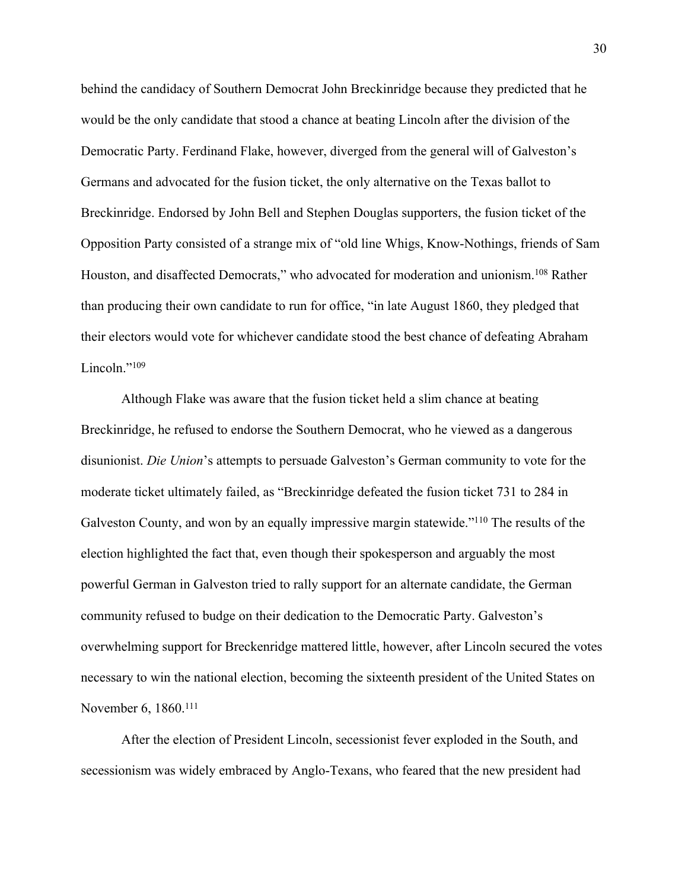behind the candidacy of Southern Democrat John Breckinridge because they predicted that he would be the only candidate that stood a chance at beating Lincoln after the division of the Democratic Party. Ferdinand Flake, however, diverged from the general will of Galveston's Germans and advocated for the fusion ticket, the only alternative on the Texas ballot to Breckinridge. Endorsed by John Bell and Stephen Douglas supporters, the fusion ticket of the Opposition Party consisted of a strange mix of "old line Whigs, Know-Nothings, friends of Sam Houston, and disaffected Democrats," who advocated for moderation and unionism.[108] Rather than producing their own candidate to run for office, "in late August 1860, they pledged that their electors would vote for whichever candidate stood the best chance of defeating Abraham Lincoln."[109]

Although Flake was aware that the fusion ticket held a slim chance at beating Breckinridge, he refused to endorse the Southern Democrat, who he viewed as a dangerous disunionist. *Die Union*'s attempts to persuade Galveston's German community to vote for the moderate ticket ultimately failed, as "Breckinridge defeated the fusion ticket 731 to 284 in Galveston County, and won by an equally impressive margin statewide."[110] The results of the election highlighted the fact that, even though their spokesperson and arguably the most powerful German in Galveston tried to rally support for an alternate candidate, the German community refused to budge on their dedication to the Democratic Party. Galveston's overwhelming support for Breckenridge mattered little, however, after Lincoln secured the votes necessary to win the national election, becoming the sixteenth president of the United States on November 6, 1860.[111]

After the election of President Lincoln, secessionist fever exploded in the South, and secessionism was widely embraced by Anglo-Texans, who feared that the new president had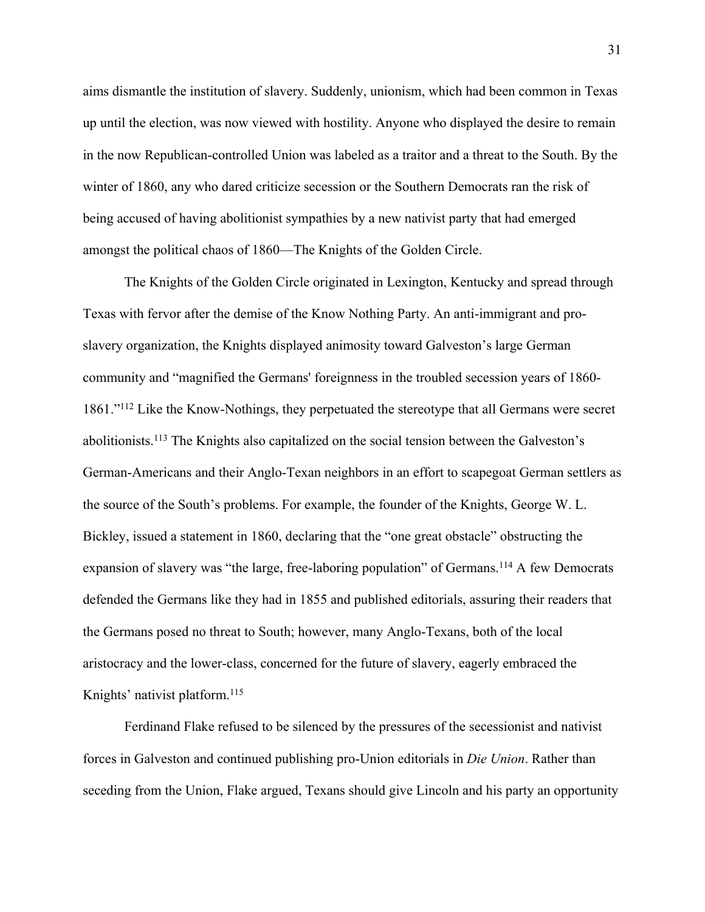aims dismantle the institution of slavery. Suddenly, unionism, which had been common in Texas up until the election, was now viewed with hostility. Anyone who displayed the desire to remain in the now Republican-controlled Union was labeled as a traitor and a threat to the South. By the winter of 1860, any who dared criticize secession or the Southern Democrats ran the risk of being accused of having abolitionist sympathies by a new nativist party that had emerged amongst the political chaos of 1860—The Knights of the Golden Circle.

The Knights of the Golden Circle originated in Lexington, Kentucky and spread through Texas with fervor after the demise of the Know Nothing Party. An anti-immigrant and pro-slavery organization, the Knights displayed animosity toward Galveston's large German community and "magnified the Germans' foreignness in the troubled secession years of 1860-1861."[112] Like the Know-Nothings, they perpetuated the stereotype that all Germans were secret abolitionists.[113] The Knights also capitalized on the social tension between the Galveston's German-Americans and their Anglo-Texan neighbors in an effort to scapegoat German settlers as the source of the South's problems. For example, the founder of the Knights, George W. L. Bickley, issued a statement in 1860, declaring that the "one great obstacle" obstructing the expansion of slavery was "the large, free-laboring population" of Germans.[114] A few Democrats defended the Germans like they had in 1855 and published editorials, assuring their readers that the Germans posed no threat to South; however, many Anglo-Texans, both of the local aristocracy and the lower-class, concerned for the future of slavery, eagerly embraced the Knights' nativist platform.[115]

Ferdinand Flake refused to be silenced by the pressures of the secessionist and nativist forces in Galveston and continued publishing pro-Union editorials in *Die Union*. Rather than seceding from the Union, Flake argued, Texans should give Lincoln and his party an opportunity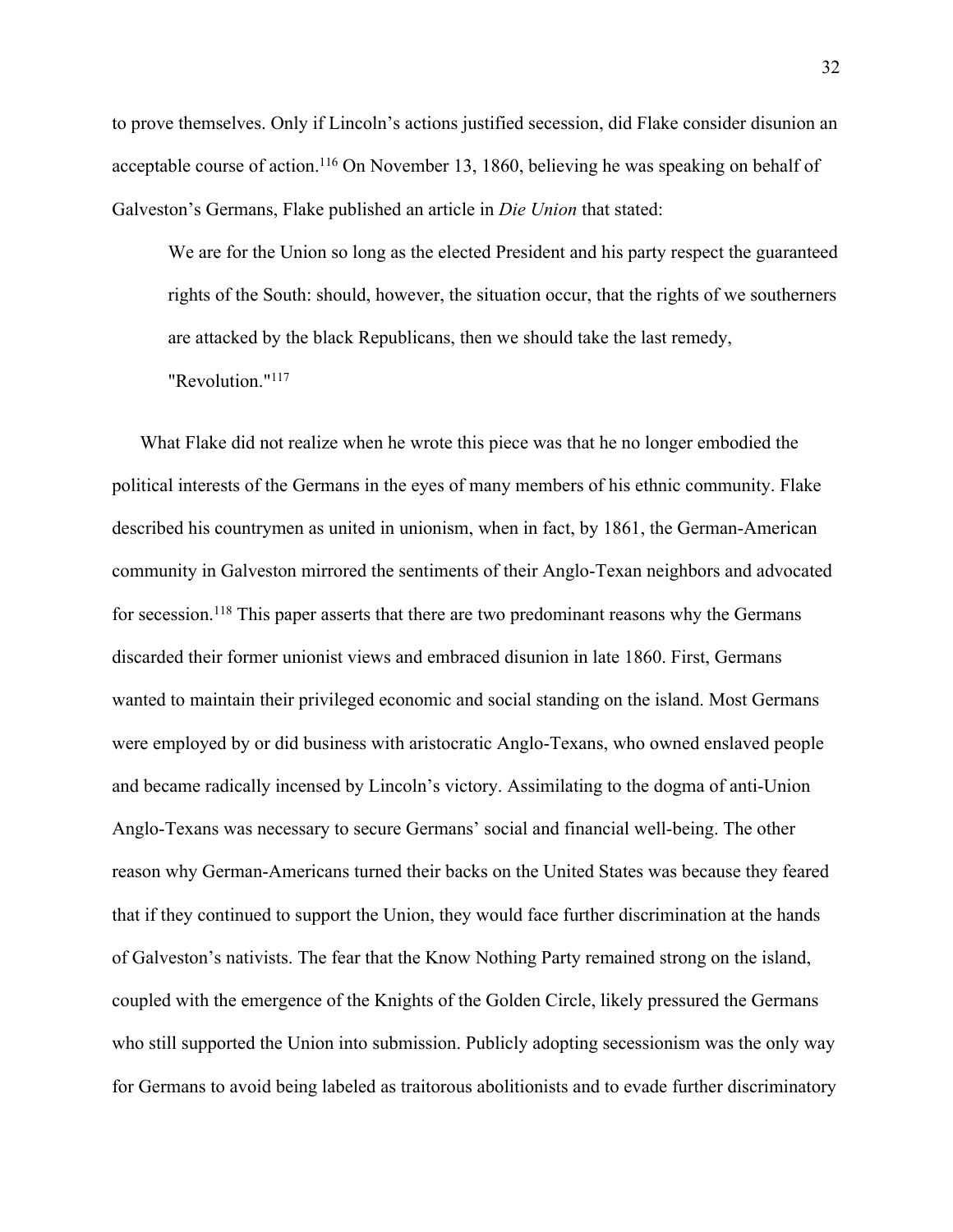to prove themselves. Only if Lincoln's actions justified secession, did Flake consider disunion an acceptable course of action.[116] On November 13, 1860, believing he was speaking on behalf of Galveston's Germans, Flake published an article in *Die Union* that stated:

> We are for the Union so long as the elected President and his party respect the guaranteed rights of the South: should, however, the situation occur, that the rights of we southerners are attacked by the black Republicans, then we should take the last remedy, "Revolution."[117]

What Flake did not realize when he wrote this piece was that he no longer embodied the political interests of the Germans in the eyes of many members of his ethnic community. Flake described his countrymen as united in unionism, when in fact, by 1861, the German-American community in Galveston mirrored the sentiments of their Anglo-Texan neighbors and advocated for secession.[118] This paper asserts that there are two predominant reasons why the Germans discarded their former unionist views and embraced disunion in late 1860. First, Germans wanted to maintain their privileged economic and social standing on the island. Most Germans were employed by or did business with aristocratic Anglo-Texans, who owned enslaved people and became radically incensed by Lincoln's victory. Assimilating to the dogma of anti-Union Anglo-Texans was necessary to secure Germans' social and financial well-being. The other reason why German-Americans turned their backs on the United States was because they feared that if they continued to support the Union, they would face further discrimination at the hands of Galveston's nativists. The fear that the Know Nothing Party remained strong on the island, coupled with the emergence of the Knights of the Golden Circle, likely pressured the Germans who still supported the Union into submission. Publicly adopting secessionism was the only way for Germans to avoid being labeled as traitorous abolitionists and to evade further discriminatory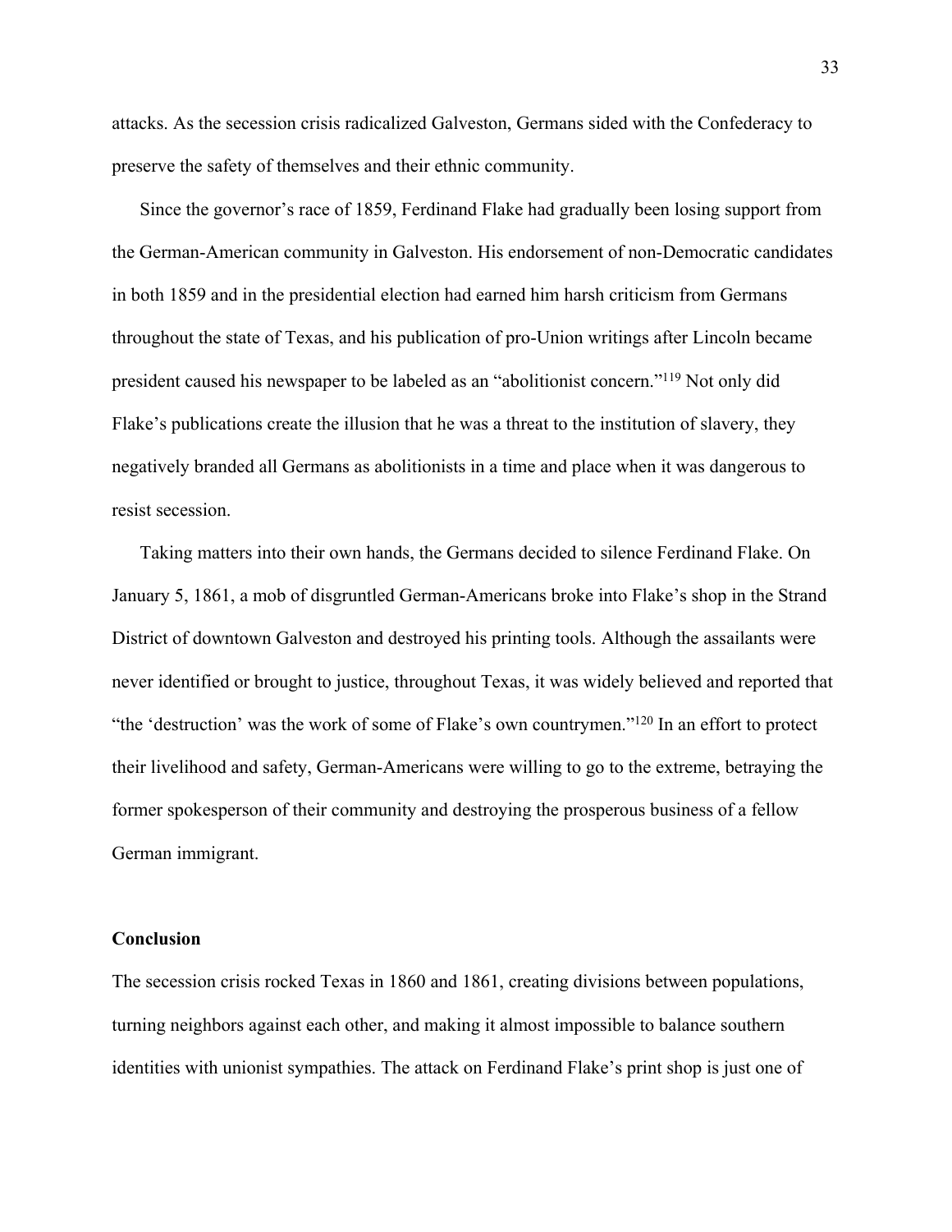attacks. As the secession crisis radicalized Galveston, Germans sided with the Confederacy to preserve the safety of themselves and their ethnic community.

Since the governor's race of 1859, Ferdinand Flake had gradually been losing support from the German-American community in Galveston. His endorsement of non-Democratic candidates in both 1859 and in the presidential election had earned him harsh criticism from Germans throughout the state of Texas, and his publication of pro-Union writings after Lincoln became president caused his newspaper to be labeled as an "abolitionist concern."[119] Not only did Flake's publications create the illusion that he was a threat to the institution of slavery, they negatively branded all Germans as abolitionists in a time and place when it was dangerous to resist secession.

Taking matters into their own hands, the Germans decided to silence Ferdinand Flake. On January 5, 1861, a mob of disgruntled German-Americans broke into Flake's shop in the Strand District of downtown Galveston and destroyed his printing tools. Although the assailants were never identified or brought to justice, throughout Texas, it was widely believed and reported that "the 'destruction' was the work of some of Flake's own countrymen."[120] In an effort to protect their livelihood and safety, German-Americans were willing to go to the extreme, betraying the former spokesperson of their community and destroying the prosperous business of a fellow German immigrant.

**Conclusion**

The secession crisis rocked Texas in 1860 and 1861, creating divisions between populations, turning neighbors against each other, and making it almost impossible to balance southern identities with unionist sympathies. The attack on Ferdinand Flake's print shop is just one of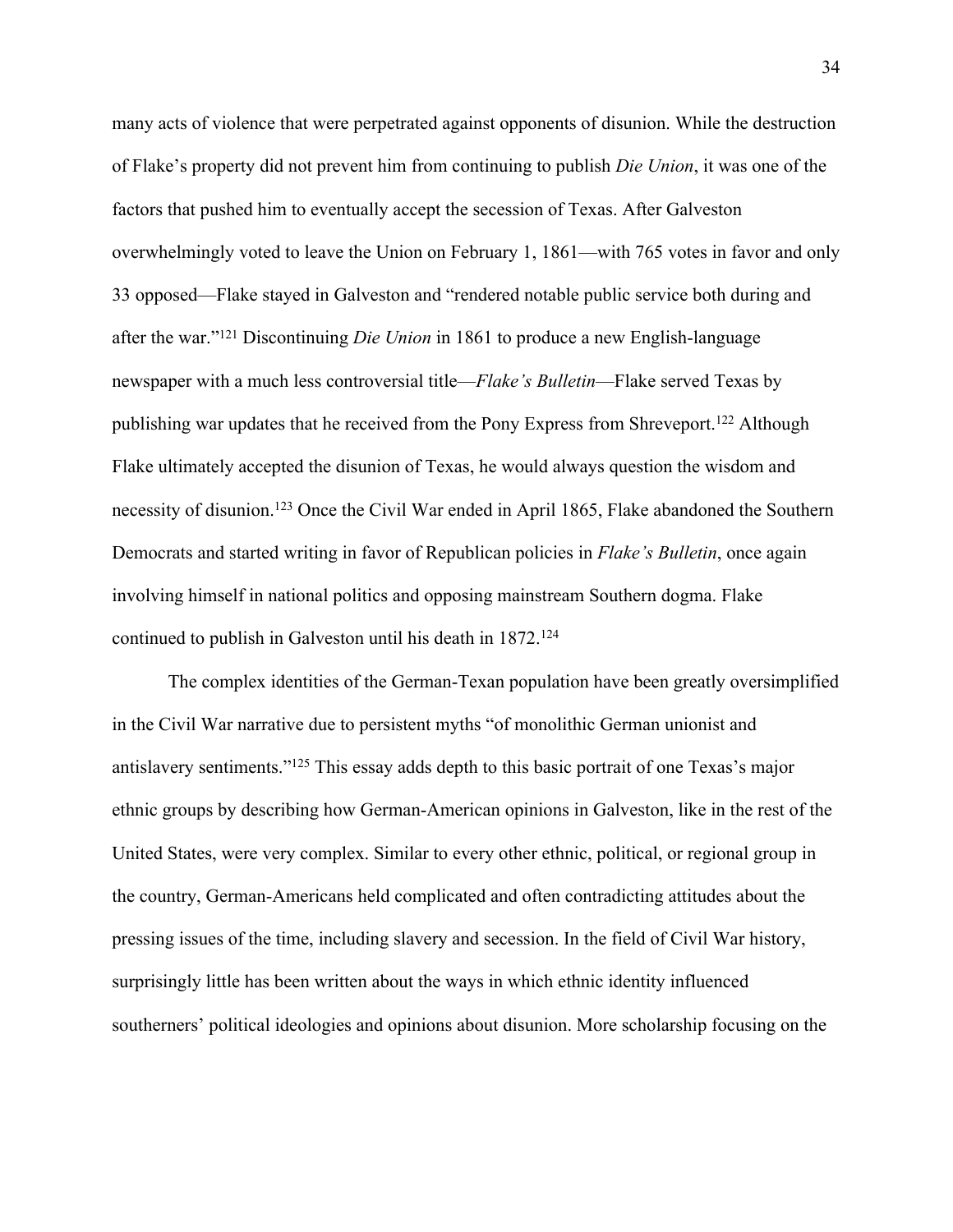many acts of violence that were perpetrated against opponents of disunion. While the destruction of Flake's property did not prevent him from continuing to publish *Die Union*, it was one of the factors that pushed him to eventually accept the secession of Texas. After Galveston overwhelmingly voted to leave the Union on February 1, 1861—with 765 votes in favor and only 33 opposed—Flake stayed in Galveston and "rendered notable public service both during and after the war."[121] Discontinuing *Die Union* in 1861 to produce a new English-language newspaper with a much less controversial title—*Flake's Bulletin*—Flake served Texas by publishing war updates that he received from the Pony Express from Shreveport.[122] Although Flake ultimately accepted the disunion of Texas, he would always question the wisdom and necessity of disunion.[123] Once the Civil War ended in April 1865, Flake abandoned the Southern Democrats and started writing in favor of Republican policies in *Flake's Bulletin*, once again involving himself in national politics and opposing mainstream Southern dogma. Flake continued to publish in Galveston until his death in 1872.[124]

The complex identities of the German-Texan population have been greatly oversimplified in the Civil War narrative due to persistent myths "of monolithic German unionist and antislavery sentiments."[125] This essay adds depth to this basic portrait of one Texas's major ethnic groups by describing how German-American opinions in Galveston, like in the rest of the United States, were very complex. Similar to every other ethnic, political, or regional group in the country, German-Americans held complicated and often contradicting attitudes about the pressing issues of the time, including slavery and secession. In the field of Civil War history, surprisingly little has been written about the ways in which ethnic identity influenced southerners' political ideologies and opinions about disunion. More scholarship focusing on the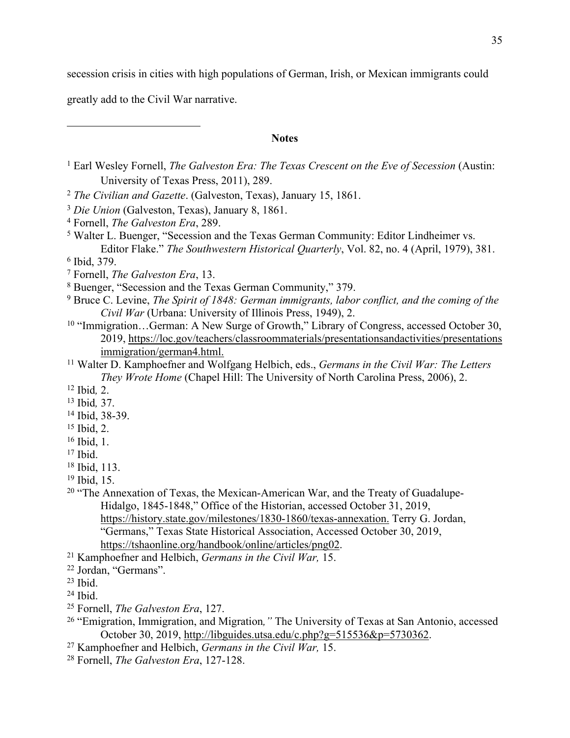secession crisis in cities with high populations of German, Irish, or Mexican immigrants could greatly add to the Civil War narrative.

---

**Notes**

[1] Earl Wesley Fornell, *The Galveston Era: The Texas Crescent on the Eve of Secession* (Austin: University of Texas Press, 2011), 289.

[2] *The Civilian and Gazette*. (Galveston, Texas), January 15, 1861.

[3] *Die Union* (Galveston, Texas), January 8, 1861.

[4] Fornell, *The Galveston Era*, 289.

[5] Walter L. Buenger, "Secession and the Texas German Community: Editor Lindheimer vs. Editor Flake." *The Southwestern Historical Quarterly*, Vol. 82, no. 4 (April, 1979), 381.

[6] Ibid, 379.

[7] Fornell, *The Galveston Era*, 13.

[8] Buenger, "Secession and the Texas German Community," 379.

[9] Bruce C. Levine, *The Spirit of 1848: German immigrants, labor conflict, and the coming of the Civil War* (Urbana: University of Illinois Press, 1949), 2.

[10] "Immigration…German: A New Surge of Growth," Library of Congress, accessed October 30, 2019, https://loc.gov/teachers/classroommaterials/presentationsandactivities/presentations immigration/german4.html.

[11] Walter D. Kamphoefner and Wolfgang Helbich, eds., *Germans in the Civil War: The Letters They Wrote Home* (Chapel Hill: The University of North Carolina Press, 2006), 2.

[12] Ibid*,* 2.

[13] Ibid*,* 37.

[14] Ibid, 38-39.

[15] Ibid, 2.

[16] Ibid, 1.

[17] Ibid.

[18] Ibid, 113.

[19] Ibid, 15.

[20] "The Annexation of Texas, the Mexican-American War, and the Treaty of Guadalupe-Hidalgo, 1845-1848," Office of the Historian, accessed October 31, 2019, https://history.state.gov/milestones/1830-1860/texas-annexation. Terry G. Jordan, "Germans," Texas State Historical Association, Accessed October 30, 2019, https://tshaonline.org/handbook/online/articles/png02.

[21] Kamphoefner and Helbich, *Germans in the Civil War,* 15.

[22] Jordan, "Germans".

[23] Ibid.

[24] Ibid.

[25] Fornell, *The Galveston Era*, 127.

[26] "Emigration, Immigration, and Migration*,"* The University of Texas at San Antonio, accessed October 30, 2019, http://libguides.utsa.edu/c.php?g=515536&p=5730362.

[27] Kamphoefner and Helbich, *Germans in the Civil War,* 15.

[28] Fornell, *The Galveston Era*, 127-128.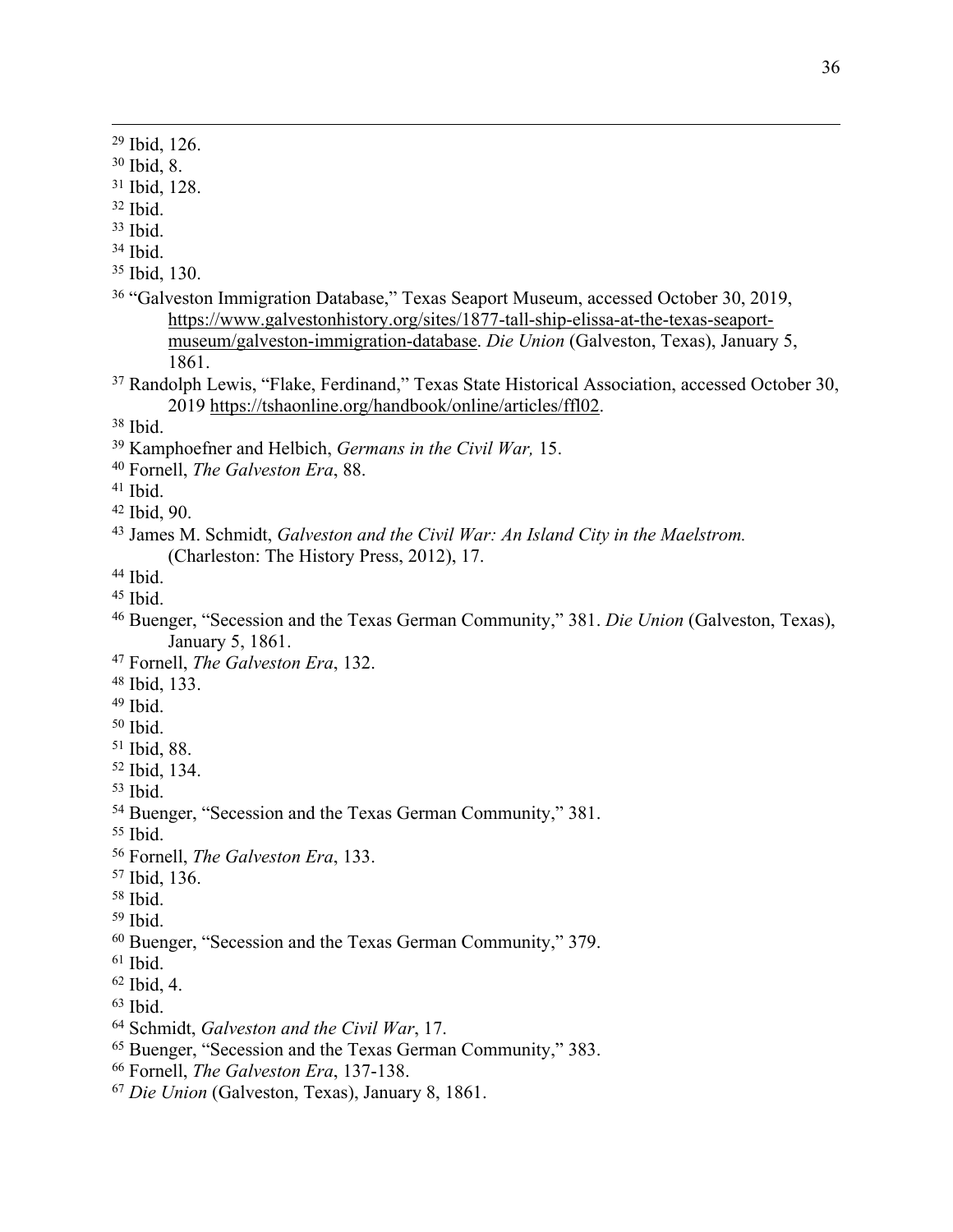[29] Ibid, 126.

[30] Ibid, 8.

[31] Ibid, 128.

[32] Ibid.

[33] Ibid.

[34] Ibid.

[35] Ibid, 130.

[36] "Galveston Immigration Database," Texas Seaport Museum, accessed October 30, 2019, https://www.galvestonhistory.org/sites/1877-tall-ship-elissa-at-the-texas-seaport-museum/galveston-immigration-database. *Die Union* (Galveston, Texas), January 5, 1861.

[37] Randolph Lewis, "Flake, Ferdinand," Texas State Historical Association, accessed October 30, 2019 https://tshaonline.org/handbook/online/articles/ffl02.

[38] Ibid.

[39] Kamphoefner and Helbich, *Germans in the Civil War,* 15.

[40] Fornell, *The Galveston Era*, 88.

[41] Ibid.

[42] Ibid, 90.

[43] James M. Schmidt, *Galveston and the Civil War: An Island City in the Maelstrom.* (Charleston: The History Press, 2012), 17.

[44] Ibid.

[45] Ibid.

[46] Buenger, "Secession and the Texas German Community," 381. *Die Union* (Galveston, Texas), January 5, 1861.

[47] Fornell, *The Galveston Era*, 132.

[48] Ibid, 133.

[49] Ibid.

[50] Ibid.

[51] Ibid, 88.

[52] Ibid, 134.

[53] Ibid.

[54] Buenger, "Secession and the Texas German Community," 381.

[55] Ibid.

[56] Fornell, *The Galveston Era*, 133.

[57] Ibid, 136.

[58] Ibid.

[59] Ibid.

[60] Buenger, "Secession and the Texas German Community," 379.

[61] Ibid.

[62] Ibid, 4.

[63] Ibid.

[64] Schmidt, *Galveston and the Civil War*, 17.

[65] Buenger, "Secession and the Texas German Community," 383.

[66] Fornell, *The Galveston Era*, 137-138.

[67] *Die Union* (Galveston, Texas), January 8, 1861.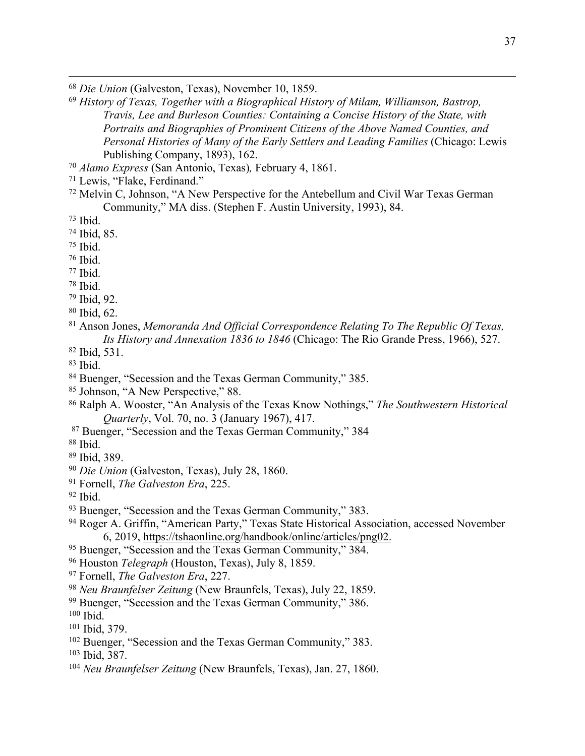[68] *Die Union* (Galveston, Texas), November 10, 1859.

[69] *History of Texas, Together with a Biographical History of Milam, Williamson, Bastrop, Travis, Lee and Burleson Counties: Containing a Concise History of the State, with Portraits and Biographies of Prominent Citizens of the Above Named Counties, and Personal Histories of Many of the Early Settlers and Leading Families* (Chicago: Lewis Publishing Company, 1893), 162.

[70] *Alamo Express* (San Antonio, Texas), February 4, 1861.

[71] Lewis, "Flake, Ferdinand."

[72] Melvin C, Johnson, "A New Perspective for the Antebellum and Civil War Texas German Community," MA diss. (Stephen F. Austin University, 1993), 84.

[73] Ibid.

[74] Ibid, 85.

[75] Ibid.

[76] Ibid.

[77] Ibid.

[78] Ibid.

[79] Ibid, 92.

[80] Ibid, 62.

[81] Anson Jones, *Memoranda And Official Correspondence Relating To The Republic Of Texas, Its History and Annexation 1836 to 1846* (Chicago: The Rio Grande Press, 1966), 527.

[82] Ibid, 531.

[83] Ibid.

[84] Buenger, "Secession and the Texas German Community," 385.

[85] Johnson, "A New Perspective," 88.

[86] Ralph A. Wooster, "An Analysis of the Texas Know Nothings," *The Southwestern Historical Quarterly*, Vol. 70, no. 3 (January 1967), 417.

[87] Buenger, "Secession and the Texas German Community," 384

[88] Ibid.

[89] Ibid, 389.

[90] *Die Union* (Galveston, Texas), July 28, 1860.

[91] Fornell, *The Galveston Era*, 225.

[92] Ibid.

[93] Buenger, "Secession and the Texas German Community," 383.

[94] Roger A. Griffin, "American Party," Texas State Historical Association, accessed November 6, 2019, https://tshaonline.org/handbook/online/articles/png02.

[95] Buenger, "Secession and the Texas German Community," 384.

[96] Houston *Telegraph* (Houston, Texas), July 8, 1859.

[97] Fornell, *The Galveston Era*, 227.

[98] *Neu Braunfelser Zeitung* (New Braunfels, Texas), July 22, 1859.

[99] Buenger, "Secession and the Texas German Community," 386.

[100] Ibid.

[101] Ibid, 379.

[102] Buenger, "Secession and the Texas German Community," 383.

[103] Ibid, 387.

[104] *Neu Braunfelser Zeitung* (New Braunfels, Texas), Jan. 27, 1860.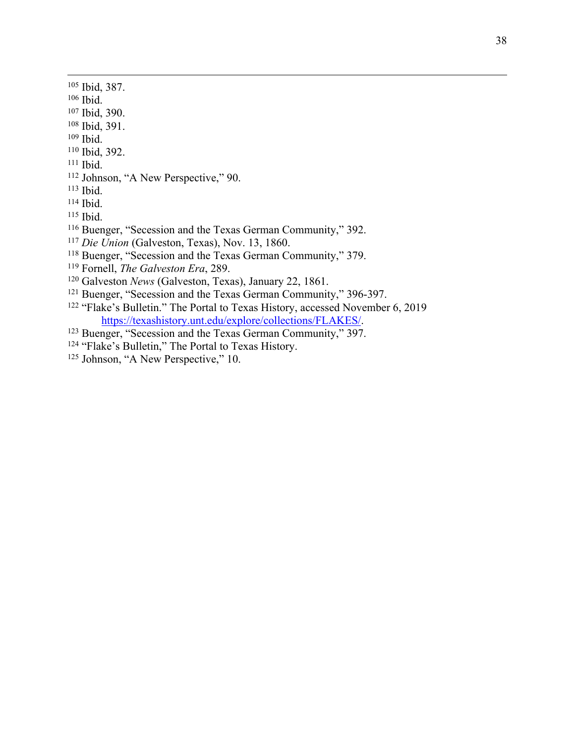[105] Ibid, 387.
[106] Ibid.
[107] Ibid, 390.
[108] Ibid, 391.
[109] Ibid.
[110] Ibid, 392.
[111] Ibid.
[112] Johnson, "A New Perspective," 90.
[113] Ibid.
[114] Ibid.
[115] Ibid.
[116] Buenger, "Secession and the Texas German Community," 392.
[117] *Die Union* (Galveston, Texas), Nov. 13, 1860.
[118] Buenger, "Secession and the Texas German Community," 379.
[119] Fornell, *The Galveston Era*, 289.
[120] Galveston *News* (Galveston, Texas), January 22, 1861.
[121] Buenger, "Secession and the Texas German Community," 396-397.
[122] "Flake's Bulletin." The Portal to Texas History, accessed November 6, 2019 https://texashistory.unt.edu/explore/collections/FLAKES/.
[123] Buenger, "Secession and the Texas German Community," 397.
[124] "Flake's Bulletin," The Portal to Texas History.
[125] Johnson, "A New Perspective," 10.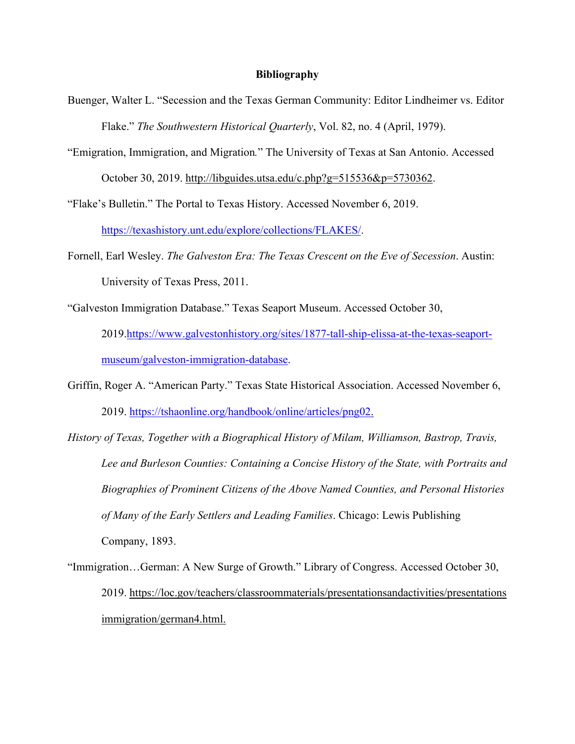**Bibliography**

Buenger, Walter L. "Secession and the Texas German Community: Editor Lindheimer vs. Editor Flake." *The Southwestern Historical Quarterly*, Vol. 82, no. 4 (April, 1979).

"Emigration, Immigration, and Migration." The University of Texas at San Antonio. Accessed October 30, 2019. http://libguides.utsa.edu/c.php?g=515536&p=5730362.

"Flake's Bulletin." The Portal to Texas History. Accessed November 6, 2019. https://texashistory.unt.edu/explore/collections/FLAKES/.

Fornell, Earl Wesley. *The Galveston Era: The Texas Crescent on the Eve of Secession*. Austin: University of Texas Press, 2011.

"Galveston Immigration Database." Texas Seaport Museum. Accessed October 30, 2019.https://www.galvestonhistory.org/sites/1877-tall-ship-elissa-at-the-texas-seaport-museum/galveston-immigration-database.

Griffin, Roger A. "American Party." Texas State Historical Association. Accessed November 6, 2019. https://tshaonline.org/handbook/online/articles/png02.

*History of Texas, Together with a Biographical History of Milam, Williamson, Bastrop, Travis, Lee and Burleson Counties: Containing a Concise History of the State, with Portraits and Biographies of Prominent Citizens of the Above Named Counties, and Personal Histories of Many of the Early Settlers and Leading Families*. Chicago: Lewis Publishing Company, 1893.

"Immigration…German: A New Surge of Growth." Library of Congress. Accessed October 30, 2019. https://loc.gov/teachers/classroommaterials/presentationsandactivities/presentations immigration/german4.html.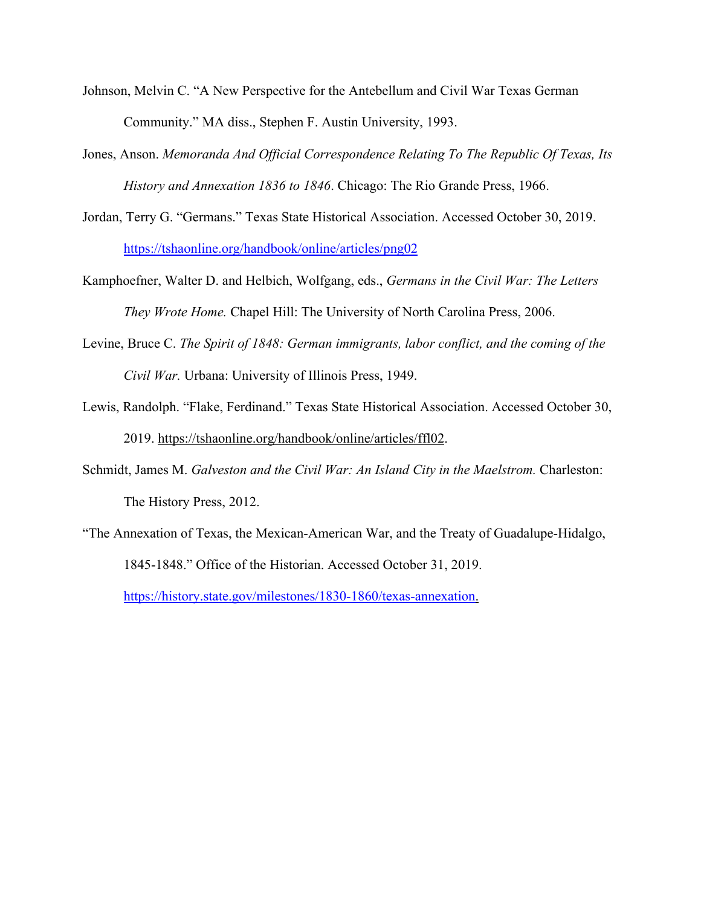Johnson, Melvin C. "A New Perspective for the Antebellum and Civil War Texas German Community." MA diss., Stephen F. Austin University, 1993.

Jones, Anson. *Memoranda And Official Correspondence Relating To The Republic Of Texas, Its History and Annexation 1836 to 1846*. Chicago: The Rio Grande Press, 1966.

Jordan, Terry G. "Germans." Texas State Historical Association. Accessed October 30, 2019. https://tshaonline.org/handbook/online/articles/png02

Kamphoefner, Walter D. and Helbich, Wolfgang, eds., *Germans in the Civil War: The Letters They Wrote Home.* Chapel Hill: The University of North Carolina Press, 2006.

Levine, Bruce C. *The Spirit of 1848: German immigrants, labor conflict, and the coming of the Civil War.* Urbana: University of Illinois Press, 1949.

Lewis, Randolph. "Flake, Ferdinand." Texas State Historical Association. Accessed October 30, 2019. https://tshaonline.org/handbook/online/articles/ffl02.

Schmidt, James M. *Galveston and the Civil War: An Island City in the Maelstrom.* Charleston: The History Press, 2012.

"The Annexation of Texas, the Mexican-American War, and the Treaty of Guadalupe-Hidalgo, 1845-1848." Office of the Historian. Accessed October 31, 2019. https://history.state.gov/milestones/1830-1860/texas-annexation.